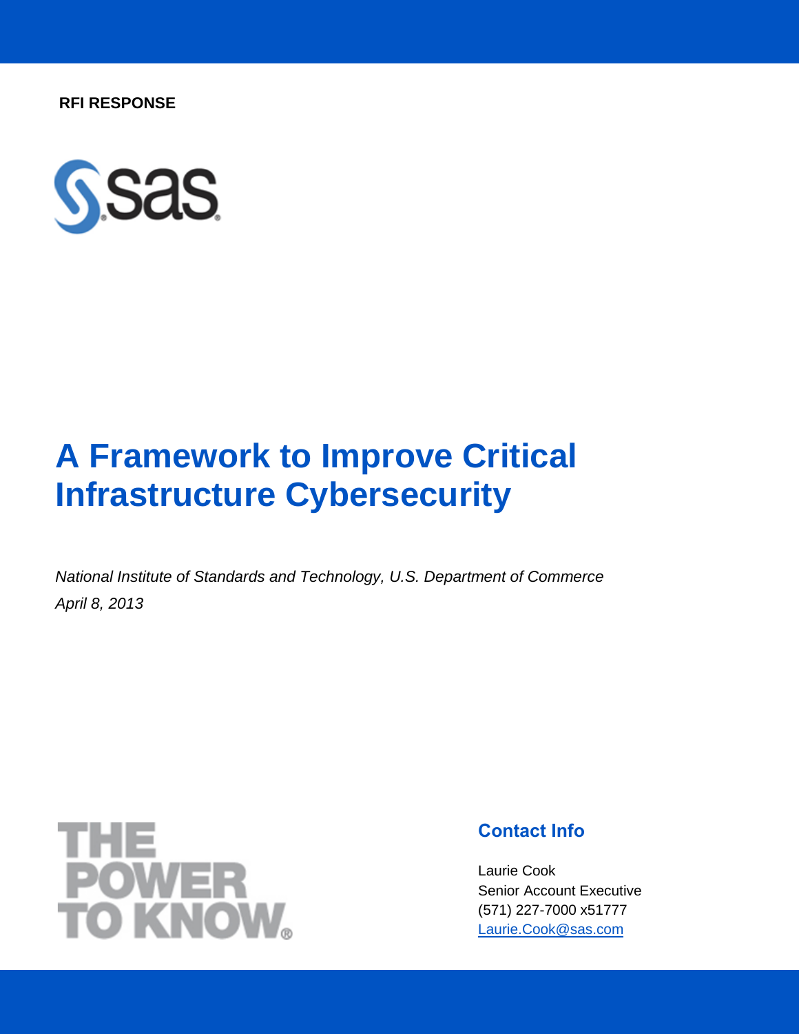**RFI RESPONSE**

# A Framework to Improve Critical Infrastructure Cybersecurity

*National Institute of Standards and Technology, U.S. Department of Commerce*
*April 8, 2013*

THE POWER TO KNOW®

## Contact Info

Laurie Cook
Senior Account Executive
(571) 227-7000 x51777
Laurie.Cook@sas.com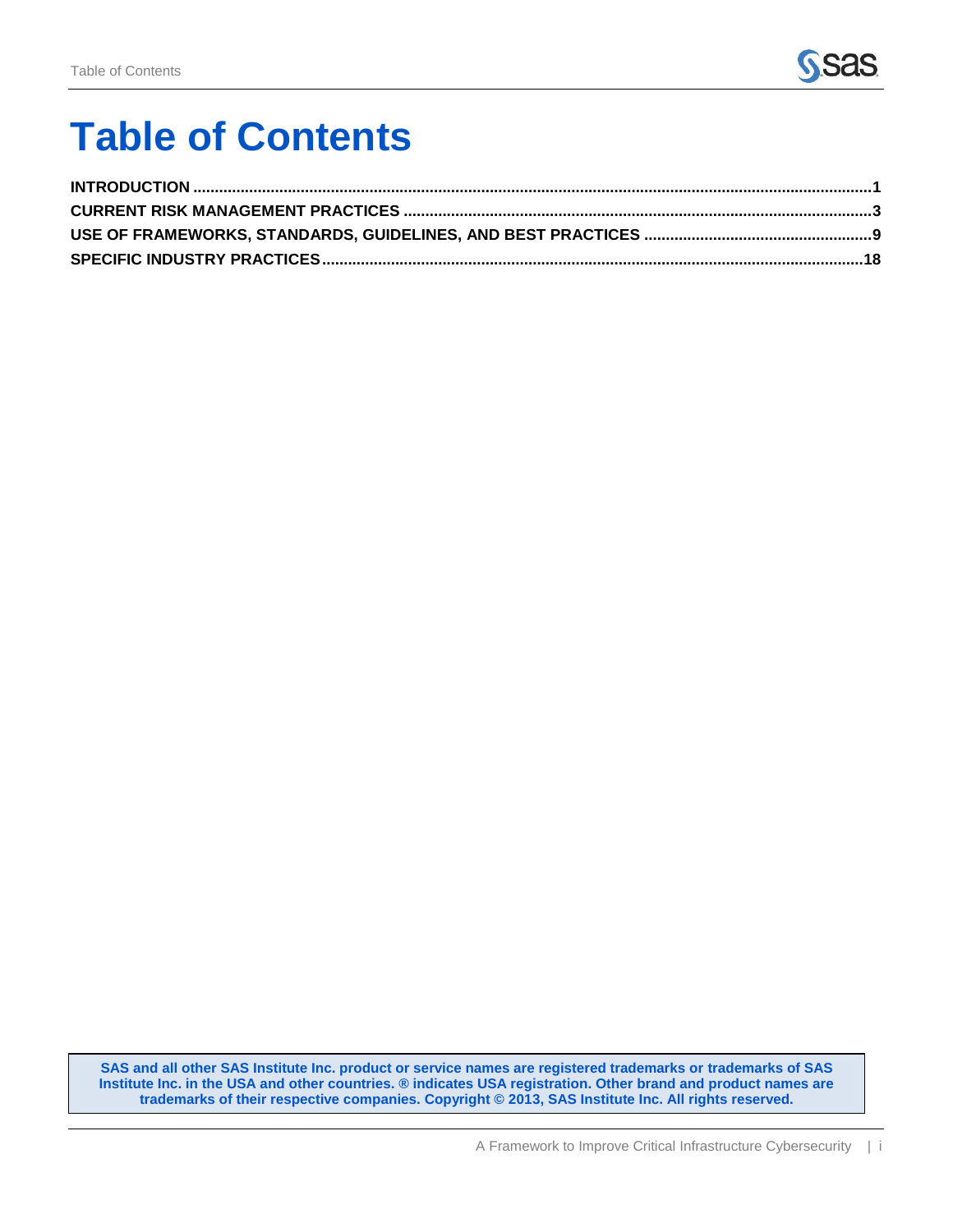# Table of Contents

**INTRODUCTION** .......... **1**

**CURRENT RISK MANAGEMENT PRACTICES** .......... **3**

**USE OF FRAMEWORKS, STANDARDS, GUIDELINES, AND BEST PRACTICES** .......... **9**

**SPECIFIC INDUSTRY PRACTICES** .......... **18**

**SAS and all other SAS Institute Inc. product or service names are registered trademarks or trademarks of SAS Institute Inc. in the USA and other countries. ® indicates USA registration. Other brand and product names are trademarks of their respective companies. Copyright © 2013, SAS Institute Inc. All rights reserved.**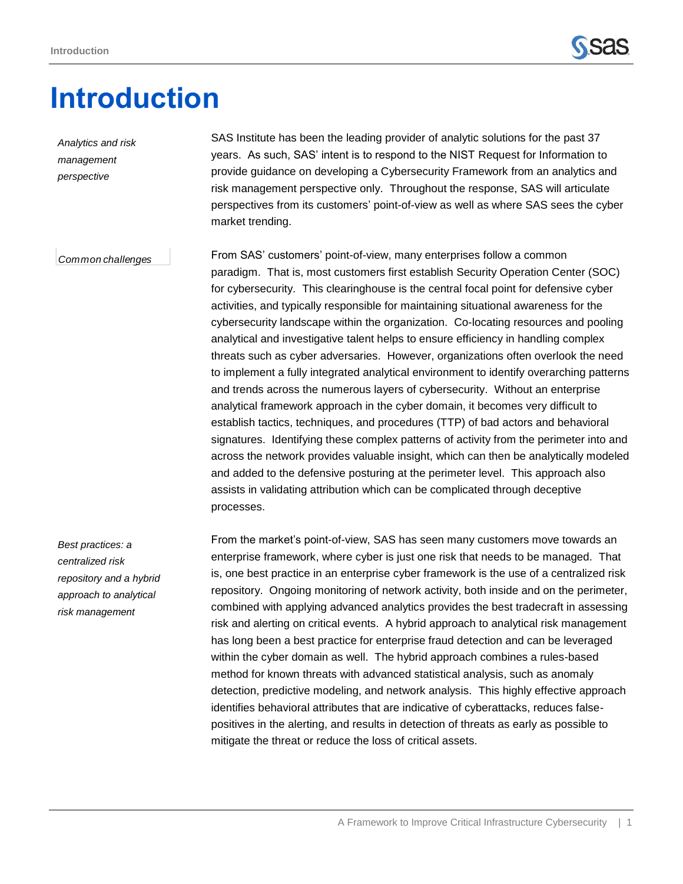# Introduction

*Analytics and risk management perspective*

SAS Institute has been the leading provider of analytic solutions for the past 37 years. As such, SAS' intent is to respond to the NIST Request for Information to provide guidance on developing a Cybersecurity Framework from an analytics and risk management perspective only. Throughout the response, SAS will articulate perspectives from its customers' point-of-view as well as where SAS sees the cyber market trending.

*Common challenges*

From SAS' customers' point-of-view, many enterprises follow a common paradigm. That is, most customers first establish Security Operation Center (SOC) for cybersecurity. This clearinghouse is the central focal point for defensive cyber activities, and typically responsible for maintaining situational awareness for the cybersecurity landscape within the organization. Co-locating resources and pooling analytical and investigative talent helps to ensure efficiency in handling complex threats such as cyber adversaries. However, organizations often overlook the need to implement a fully integrated analytical environment to identify overarching patterns and trends across the numerous layers of cybersecurity. Without an enterprise analytical framework approach in the cyber domain, it becomes very difficult to establish tactics, techniques, and procedures (TTP) of bad actors and behavioral signatures. Identifying these complex patterns of activity from the perimeter into and across the network provides valuable insight, which can then be analytically modeled and added to the defensive posturing at the perimeter level. This approach also assists in validating attribution which can be complicated through deceptive processes.

*Best practices: a centralized risk repository and a hybrid approach to analytical risk management*

From the market's point-of-view, SAS has seen many customers move towards an enterprise framework, where cyber is just one risk that needs to be managed. That is, one best practice in an enterprise cyber framework is the use of a centralized risk repository. Ongoing monitoring of network activity, both inside and on the perimeter, combined with applying advanced analytics provides the best tradecraft in assessing risk and alerting on critical events. A hybrid approach to analytical risk management has long been a best practice for enterprise fraud detection and can be leveraged within the cyber domain as well. The hybrid approach combines a rules-based method for known threats with advanced statistical analysis, such as anomaly detection, predictive modeling, and network analysis. This highly effective approach identifies behavioral attributes that are indicative of cyberattacks, reduces false-positives in the alerting, and results in detection of threats as early as possible to mitigate the threat or reduce the loss of critical assets.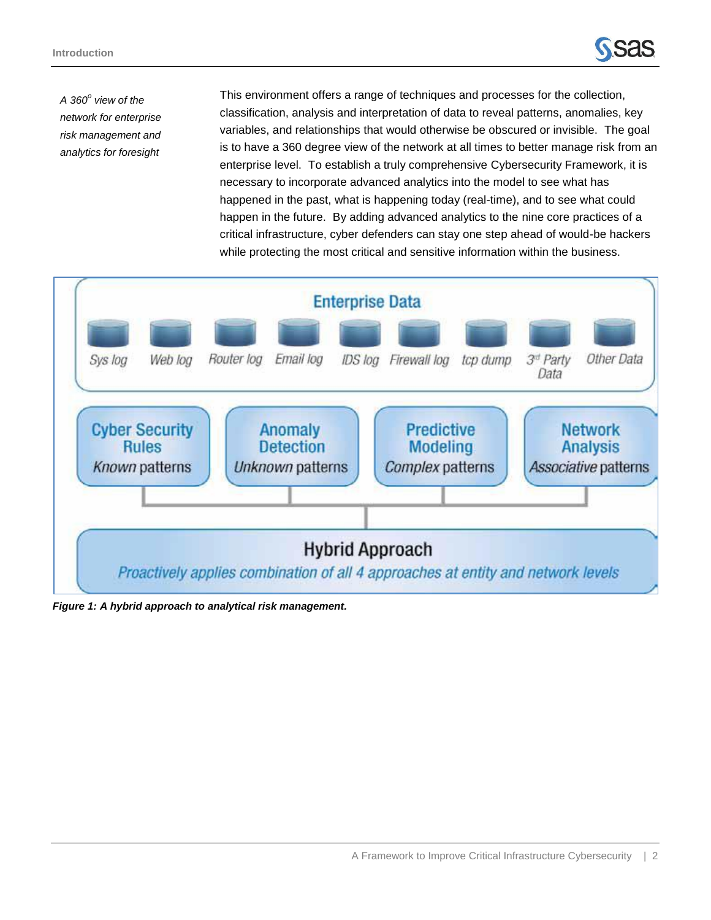*A 360° view of the network for enterprise risk management and analytics for foresight*

This environment offers a range of techniques and processes for the collection, classification, analysis and interpretation of data to reveal patterns, anomalies, key variables, and relationships that would otherwise be obscured or invisible. The goal is to have a 360 degree view of the network at all times to better manage risk from an enterprise level. To establish a truly comprehensive Cybersecurity Framework, it is necessary to incorporate advanced analytics into the model to see what has happened in the past, what is happening today (real-time), and to see what could happen in the future. By adding advanced analytics to the nine core practices of a critical infrastructure, cyber defenders can stay one step ahead of would-be hackers while protecting the most critical and sensitive information within the business.

**Enterprise Data**

Sys log | Web log | Router log | Email log | IDS log | Firewall log | tcp dump | 3rd Party Data | Other Data

| Cyber Security Rules | Anomaly Detection | Predictive Modeling | Network Analysis |
|---|---|---|---|
| *Known* patterns | *Unknown* patterns | *Complex* patterns | *Associative* patterns |

**Hybrid Approach**

*Proactively applies combination of all 4 approaches at entity and network levels*

***Figure 1: A hybrid approach to analytical risk management.***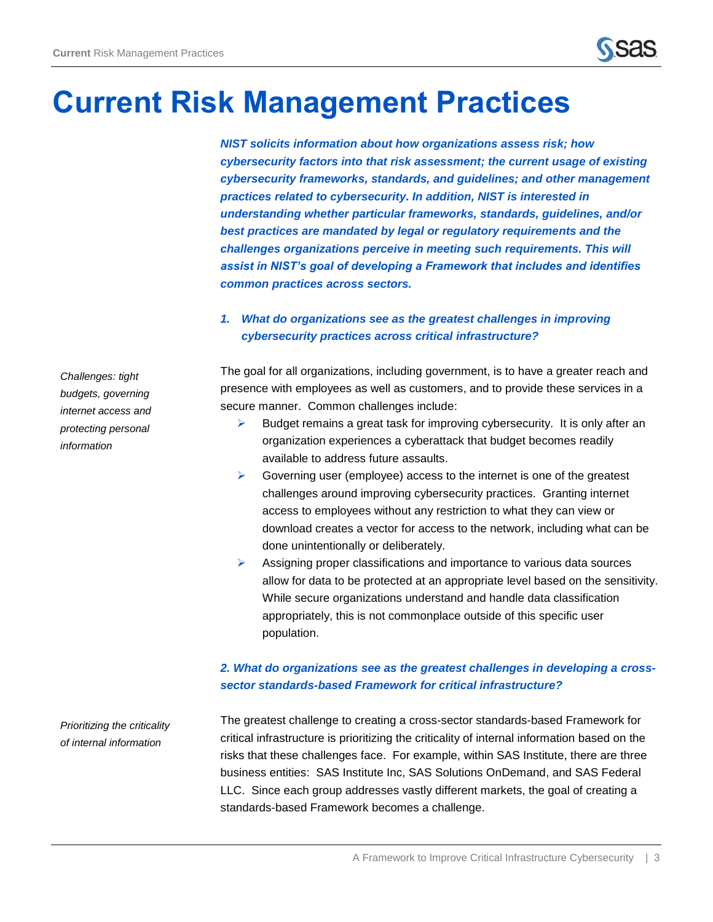# Current Risk Management Practices

***NIST solicits information about how organizations assess risk; how cybersecurity factors into that risk assessment; the current usage of existing cybersecurity frameworks, standards, and guidelines; and other management practices related to cybersecurity. In addition, NIST is interested in understanding whether particular frameworks, standards, guidelines, and/or best practices are mandated by legal or regulatory requirements and the challenges organizations perceive in meeting such requirements. This will assist in NIST's goal of developing a Framework that includes and identifies common practices across sectors.***

### *1. What do organizations see as the greatest challenges in improving cybersecurity practices across critical infrastructure?*

*Challenges: tight budgets, governing internet access and protecting personal information*

The goal for all organizations, including government, is to have a greater reach and presence with employees as well as customers, and to provide these services in a secure manner. Common challenges include:

- Budget remains a great task for improving cybersecurity. It is only after an organization experiences a cyberattack that budget becomes readily available to address future assaults.
- Governing user (employee) access to the internet is one of the greatest challenges around improving cybersecurity practices. Granting internet access to employees without any restriction to what they can view or download creates a vector for access to the network, including what can be done unintentionally or deliberately.
- Assigning proper classifications and importance to various data sources allow for data to be protected at an appropriate level based on the sensitivity. While secure organizations understand and handle data classification appropriately, this is not commonplace outside of this specific user population.

### *2. What do organizations see as the greatest challenges in developing a cross-sector standards-based Framework for critical infrastructure?*

*Prioritizing the criticality of internal information*

The greatest challenge to creating a cross-sector standards-based Framework for critical infrastructure is prioritizing the criticality of internal information based on the risks that these challenges face. For example, within SAS Institute, there are three business entities: SAS Institute Inc, SAS Solutions OnDemand, and SAS Federal LLC. Since each group addresses vastly different markets, the goal of creating a standards-based Framework becomes a challenge.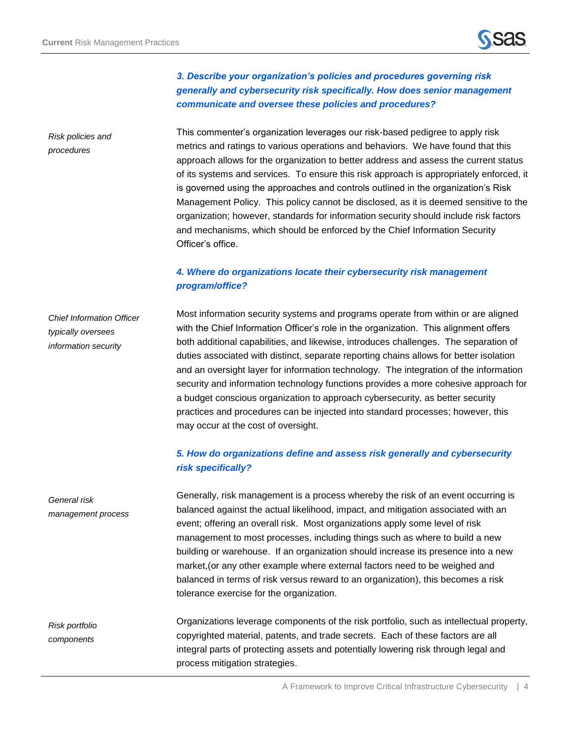### *3. Describe your organization's policies and procedures governing risk generally and cybersecurity risk specifically. How does senior management communicate and oversee these policies and procedures?*

*Risk policies and procedures*

This commenter's organization leverages our risk-based pedigree to apply risk metrics and ratings to various operations and behaviors. We have found that this approach allows for the organization to better address and assess the current status of its systems and services. To ensure this risk approach is appropriately enforced, it is governed using the approaches and controls outlined in the organization's Risk Management Policy. This policy cannot be disclosed, as it is deemed sensitive to the organization; however, standards for information security should include risk factors and mechanisms, which should be enforced by the Chief Information Security Officer's office.

### *4. Where do organizations locate their cybersecurity risk management program/office?*

*Chief Information Officer typically oversees information security*

Most information security systems and programs operate from within or are aligned with the Chief Information Officer's role in the organization. This alignment offers both additional capabilities, and likewise, introduces challenges. The separation of duties associated with distinct, separate reporting chains allows for better isolation and an oversight layer for information technology. The integration of the information security and information technology functions provides a more cohesive approach for a budget conscious organization to approach cybersecurity, as better security practices and procedures can be injected into standard processes; however, this may occur at the cost of oversight.

### *5. How do organizations define and assess risk generally and cybersecurity risk specifically?*

*General risk management process*

Generally, risk management is a process whereby the risk of an event occurring is balanced against the actual likelihood, impact, and mitigation associated with an event; offering an overall risk. Most organizations apply some level of risk management to most processes, including things such as where to build a new building or warehouse. If an organization should increase its presence into a new market,(or any other example where external factors need to be weighed and balanced in terms of risk versus reward to an organization), this becomes a risk tolerance exercise for the organization.

*Risk portfolio components*

Organizations leverage components of the risk portfolio, such as intellectual property, copyrighted material, patents, and trade secrets. Each of these factors are all integral parts of protecting assets and potentially lowering risk through legal and process mitigation strategies.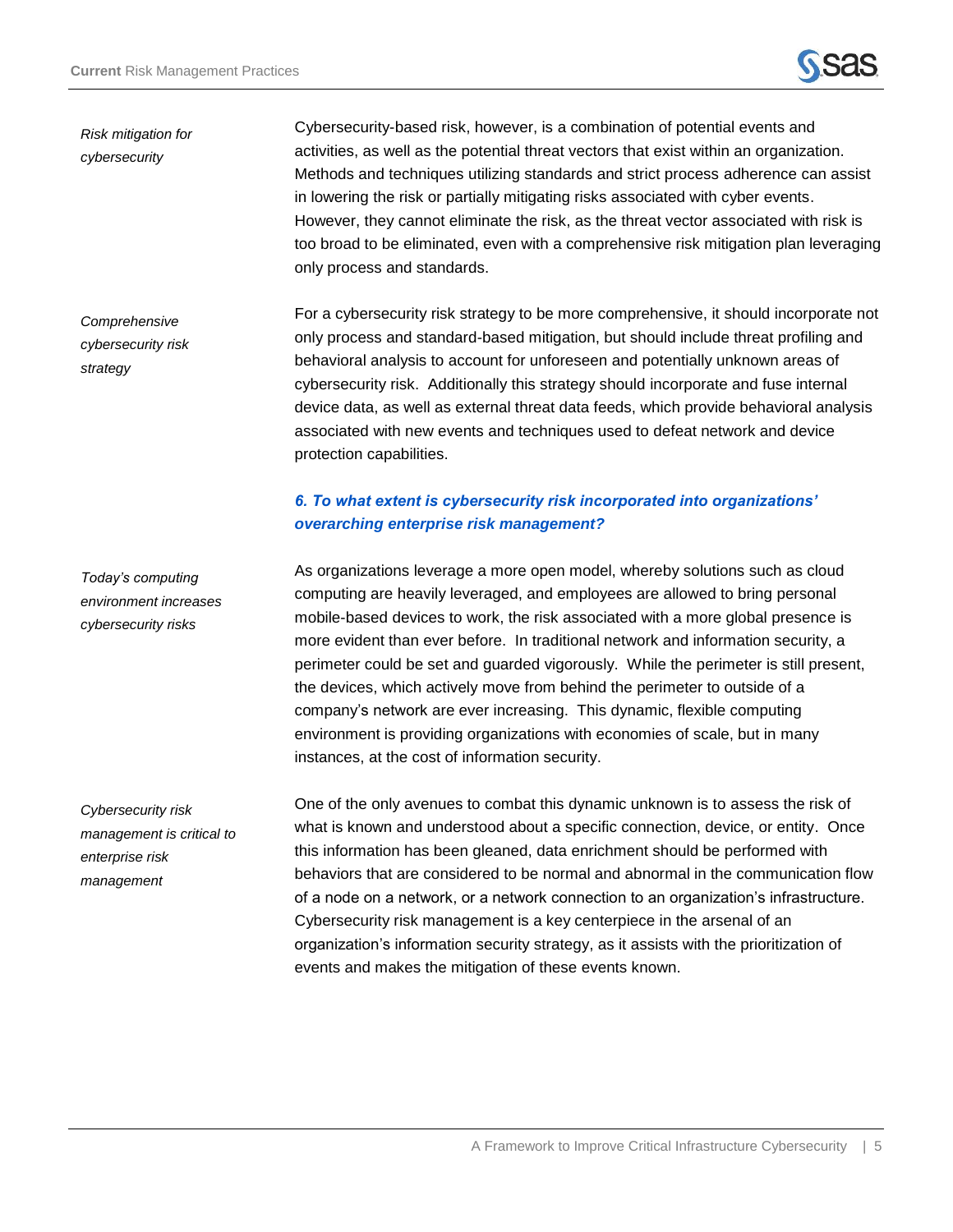*Risk mitigation for cybersecurity*

Cybersecurity-based risk, however, is a combination of potential events and activities, as well as the potential threat vectors that exist within an organization. Methods and techniques utilizing standards and strict process adherence can assist in lowering the risk or partially mitigating risks associated with cyber events. However, they cannot eliminate the risk, as the threat vector associated with risk is too broad to be eliminated, even with a comprehensive risk mitigation plan leveraging only process and standards.

*Comprehensive cybersecurity risk strategy*

For a cybersecurity risk strategy to be more comprehensive, it should incorporate not only process and standard-based mitigation, but should include threat profiling and behavioral analysis to account for unforeseen and potentially unknown areas of cybersecurity risk. Additionally this strategy should incorporate and fuse internal device data, as well as external threat data feeds, which provide behavioral analysis associated with new events and techniques used to defeat network and device protection capabilities.

### *6. To what extent is cybersecurity risk incorporated into organizations' overarching enterprise risk management?*

*Today's computing environment increases cybersecurity risks*

As organizations leverage a more open model, whereby solutions such as cloud computing are heavily leveraged, and employees are allowed to bring personal mobile-based devices to work, the risk associated with a more global presence is more evident than ever before. In traditional network and information security, a perimeter could be set and guarded vigorously. While the perimeter is still present, the devices, which actively move from behind the perimeter to outside of a company's network are ever increasing. This dynamic, flexible computing environment is providing organizations with economies of scale, but in many instances, at the cost of information security.

*Cybersecurity risk management is critical to enterprise risk management*

One of the only avenues to combat this dynamic unknown is to assess the risk of what is known and understood about a specific connection, device, or entity. Once this information has been gleaned, data enrichment should be performed with behaviors that are considered to be normal and abnormal in the communication flow of a node on a network, or a network connection to an organization's infrastructure. Cybersecurity risk management is a key centerpiece in the arsenal of an organization's information security strategy, as it assists with the prioritization of events and makes the mitigation of these events known.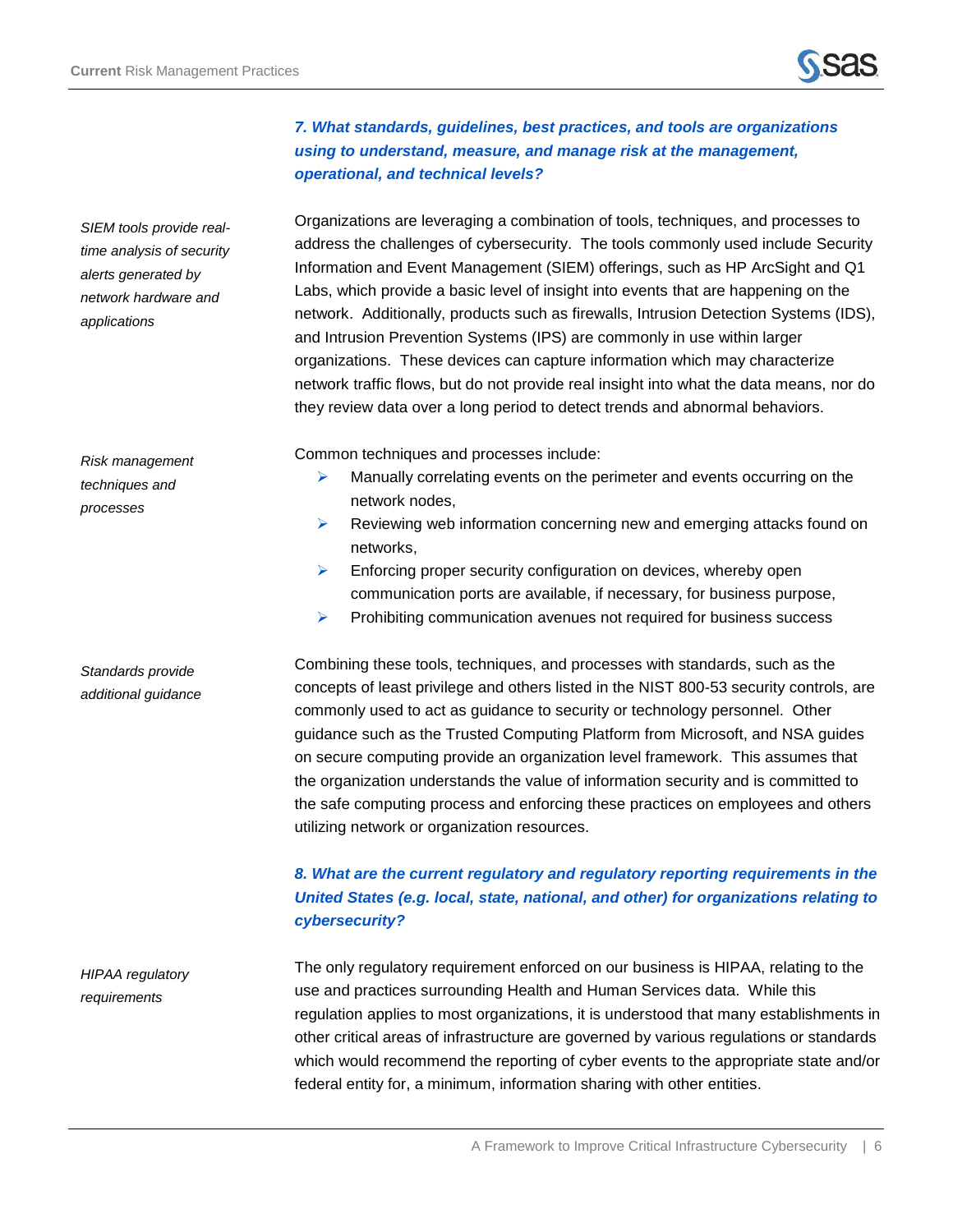### *7. What standards, guidelines, best practices, and tools are organizations using to understand, measure, and manage risk at the management, operational, and technical levels?*

*SIEM tools provide real-time analysis of security alerts generated by network hardware and applications*

Organizations are leveraging a combination of tools, techniques, and processes to address the challenges of cybersecurity. The tools commonly used include Security Information and Event Management (SIEM) offerings, such as HP ArcSight and Q1 Labs, which provide a basic level of insight into events that are happening on the network. Additionally, products such as firewalls, Intrusion Detection Systems (IDS), and Intrusion Prevention Systems (IPS) are commonly in use within larger organizations. These devices can capture information which may characterize network traffic flows, but do not provide real insight into what the data means, nor do they review data over a long period to detect trends and abnormal behaviors.

*Risk management techniques and processes*

Common techniques and processes include:

- Manually correlating events on the perimeter and events occurring on the network nodes,
- Reviewing web information concerning new and emerging attacks found on networks,
- Enforcing proper security configuration on devices, whereby open communication ports are available, if necessary, for business purpose,
- Prohibiting communication avenues not required for business success

*Standards provide additional guidance*

Combining these tools, techniques, and processes with standards, such as the concepts of least privilege and others listed in the NIST 800-53 security controls, are commonly used to act as guidance to security or technology personnel. Other guidance such as the Trusted Computing Platform from Microsoft, and NSA guides on secure computing provide an organization level framework. This assumes that the organization understands the value of information security and is committed to the safe computing process and enforcing these practices on employees and others utilizing network or organization resources.

### *8. What are the current regulatory and regulatory reporting requirements in the United States (e.g. local, state, national, and other) for organizations relating to cybersecurity?*

*HIPAA regulatory requirements*

The only regulatory requirement enforced on our business is HIPAA, relating to the use and practices surrounding Health and Human Services data. While this regulation applies to most organizations, it is understood that many establishments in other critical areas of infrastructure are governed by various regulations or standards which would recommend the reporting of cyber events to the appropriate state and/or federal entity for, a minimum, information sharing with other entities.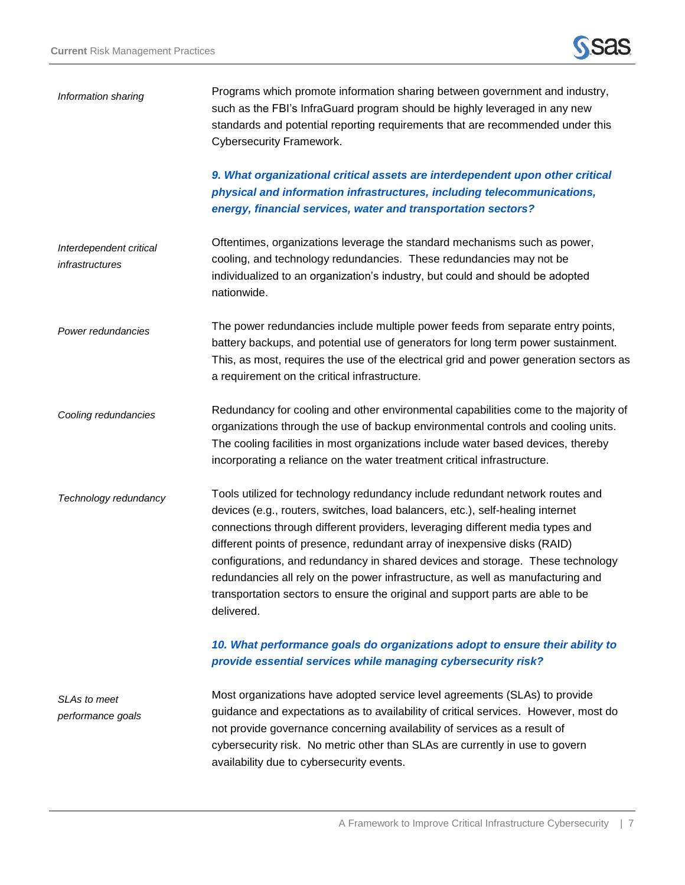*Information sharing*

Programs which promote information sharing between government and industry, such as the FBI's InfraGuard program should be highly leveraged in any new standards and potential reporting requirements that are recommended under this Cybersecurity Framework.

***9. What organizational critical assets are interdependent upon other critical physical and information infrastructures, including telecommunications, energy, financial services, water and transportation sectors?***

*Interdependent critical infrastructures*

Oftentimes, organizations leverage the standard mechanisms such as power, cooling, and technology redundancies. These redundancies may not be individualized to an organization's industry, but could and should be adopted nationwide.

*Power redundancies*

The power redundancies include multiple power feeds from separate entry points, battery backups, and potential use of generators for long term power sustainment. This, as most, requires the use of the electrical grid and power generation sectors as a requirement on the critical infrastructure.

*Cooling redundancies*

Redundancy for cooling and other environmental capabilities come to the majority of organizations through the use of backup environmental controls and cooling units. The cooling facilities in most organizations include water based devices, thereby incorporating a reliance on the water treatment critical infrastructure.

*Technology redundancy*

Tools utilized for technology redundancy include redundant network routes and devices (e.g., routers, switches, load balancers, etc.), self-healing internet connections through different providers, leveraging different media types and different points of presence, redundant array of inexpensive disks (RAID) configurations, and redundancy in shared devices and storage. These technology redundancies all rely on the power infrastructure, as well as manufacturing and transportation sectors to ensure the original and support parts are able to be delivered.

***10. What performance goals do organizations adopt to ensure their ability to provide essential services while managing cybersecurity risk?***

*SLAs to meet performance goals*

Most organizations have adopted service level agreements (SLAs) to provide guidance and expectations as to availability of critical services. However, most do not provide governance concerning availability of services as a result of cybersecurity risk. No metric other than SLAs are currently in use to govern availability due to cybersecurity events.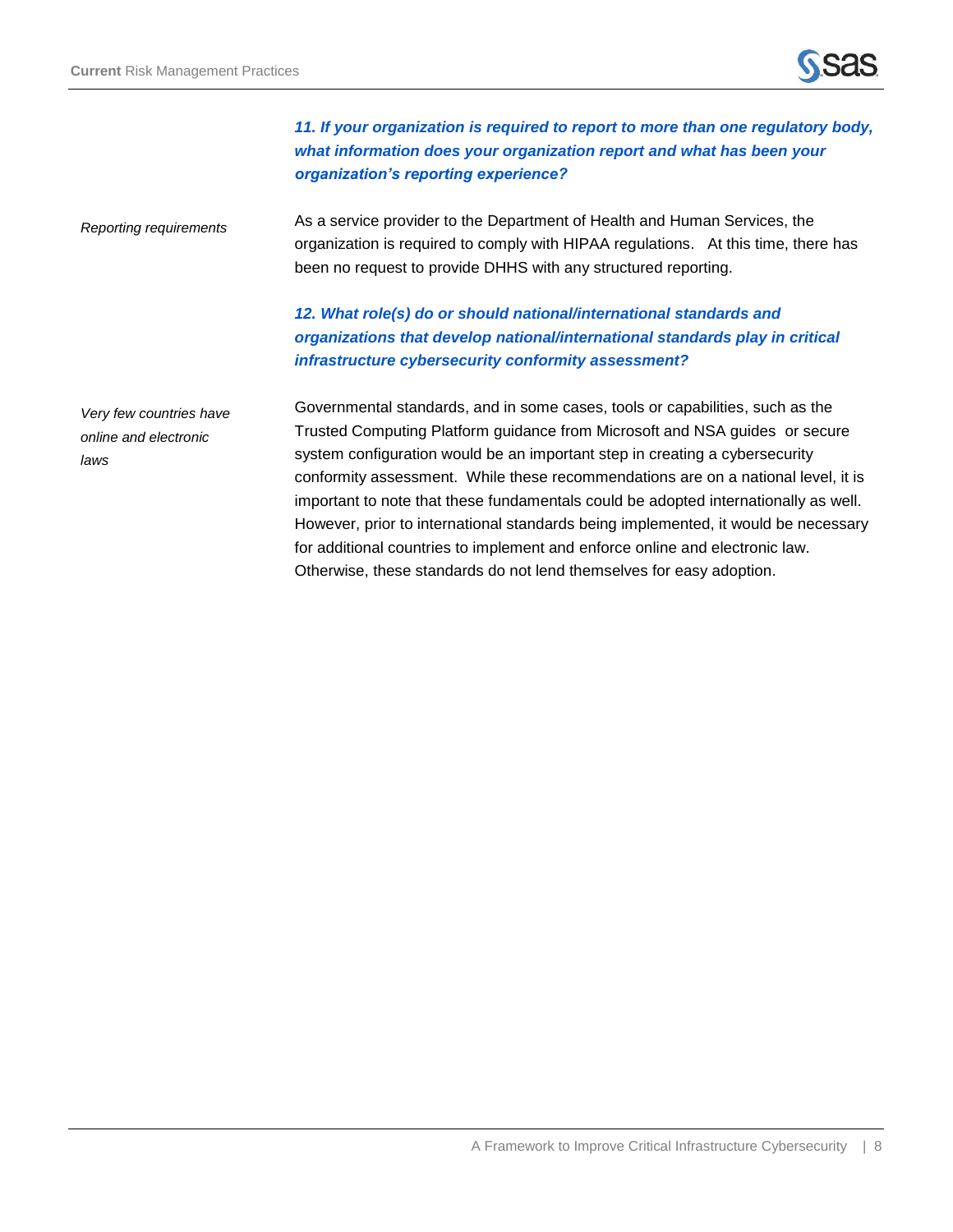### *11. If your organization is required to report to more than one regulatory body, what information does your organization report and what has been your organization's reporting experience?*

*Reporting requirements*

As a service provider to the Department of Health and Human Services, the organization is required to comply with HIPAA regulations. At this time, there has been no request to provide DHHS with any structured reporting.

### *12. What role(s) do or should national/international standards and organizations that develop national/international standards play in critical infrastructure cybersecurity conformity assessment?*

*Very few countries have online and electronic laws*

Governmental standards, and in some cases, tools or capabilities, such as the Trusted Computing Platform guidance from Microsoft and NSA guides or secure system configuration would be an important step in creating a cybersecurity conformity assessment. While these recommendations are on a national level, it is important to note that these fundamentals could be adopted internationally as well. However, prior to international standards being implemented, it would be necessary for additional countries to implement and enforce online and electronic law. Otherwise, these standards do not lend themselves for easy adoption.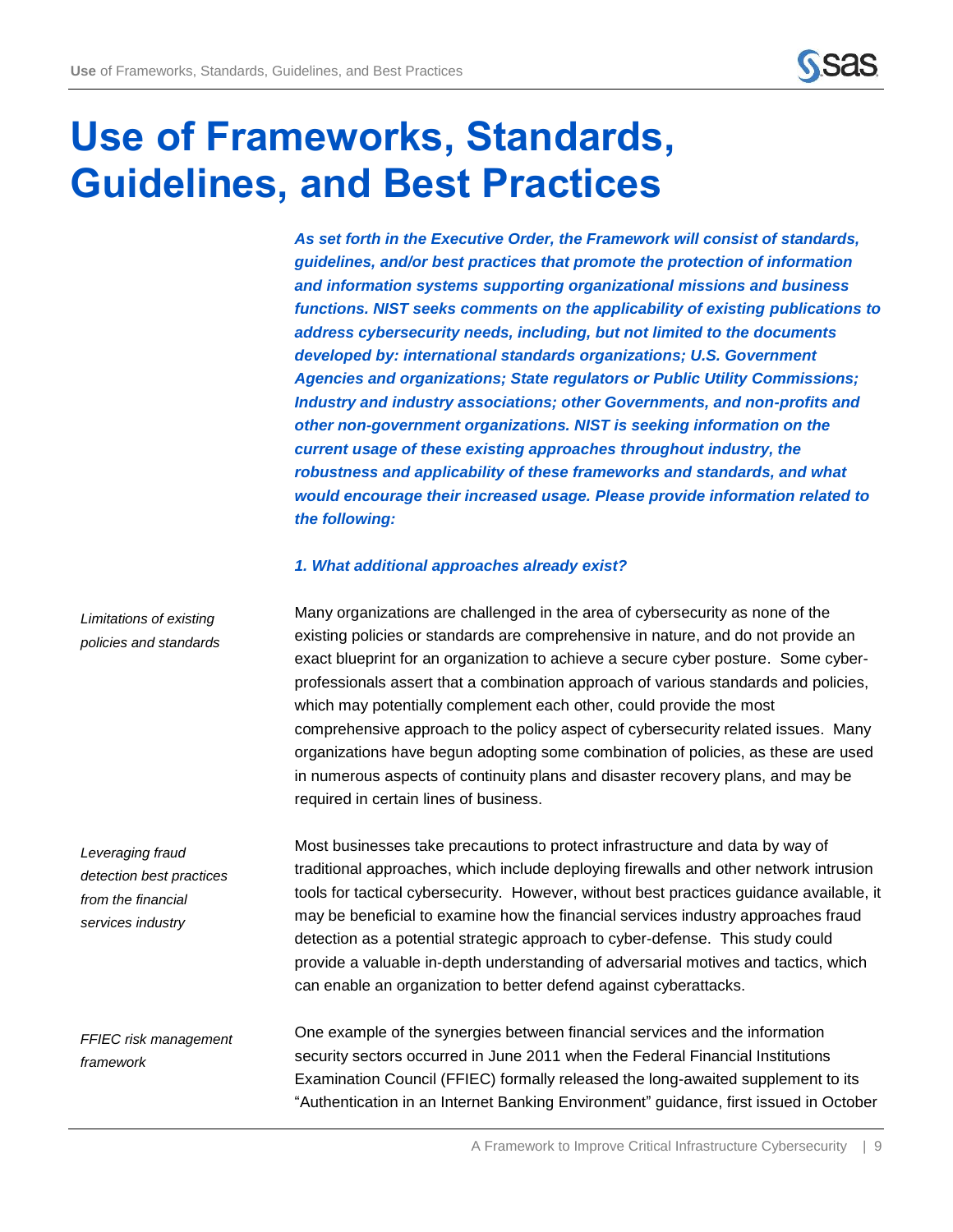# Use of Frameworks, Standards, Guidelines, and Best Practices

***As set forth in the Executive Order, the Framework will consist of standards, guidelines, and/or best practices that promote the protection of information and information systems supporting organizational missions and business functions. NIST seeks comments on the applicability of existing publications to address cybersecurity needs, including, but not limited to the documents developed by: international standards organizations; U.S. Government Agencies and organizations; State regulators or Public Utility Commissions; Industry and industry associations; other Governments, and non-profits and other non-government organizations. NIST is seeking information on the current usage of these existing approaches throughout industry, the robustness and applicability of these frameworks and standards, and what would encourage their increased usage. Please provide information related to the following:***

***1. What additional approaches already exist?***

*Limitations of existing policies and standards*

Many organizations are challenged in the area of cybersecurity as none of the existing policies or standards are comprehensive in nature, and do not provide an exact blueprint for an organization to achieve a secure cyber posture. Some cyber-professionals assert that a combination approach of various standards and policies, which may potentially complement each other, could provide the most comprehensive approach to the policy aspect of cybersecurity related issues. Many organizations have begun adopting some combination of policies, as these are used in numerous aspects of continuity plans and disaster recovery plans, and may be required in certain lines of business.

*Leveraging fraud detection best practices from the financial services industry*

Most businesses take precautions to protect infrastructure and data by way of traditional approaches, which include deploying firewalls and other network intrusion tools for tactical cybersecurity. However, without best practices guidance available, it may be beneficial to examine how the financial services industry approaches fraud detection as a potential strategic approach to cyber-defense. This study could provide a valuable in-depth understanding of adversarial motives and tactics, which can enable an organization to better defend against cyberattacks.

*FFIEC risk management framework*

One example of the synergies between financial services and the information security sectors occurred in June 2011 when the Federal Financial Institutions Examination Council (FFIEC) formally released the long-awaited supplement to its "Authentication in an Internet Banking Environment" guidance, first issued in October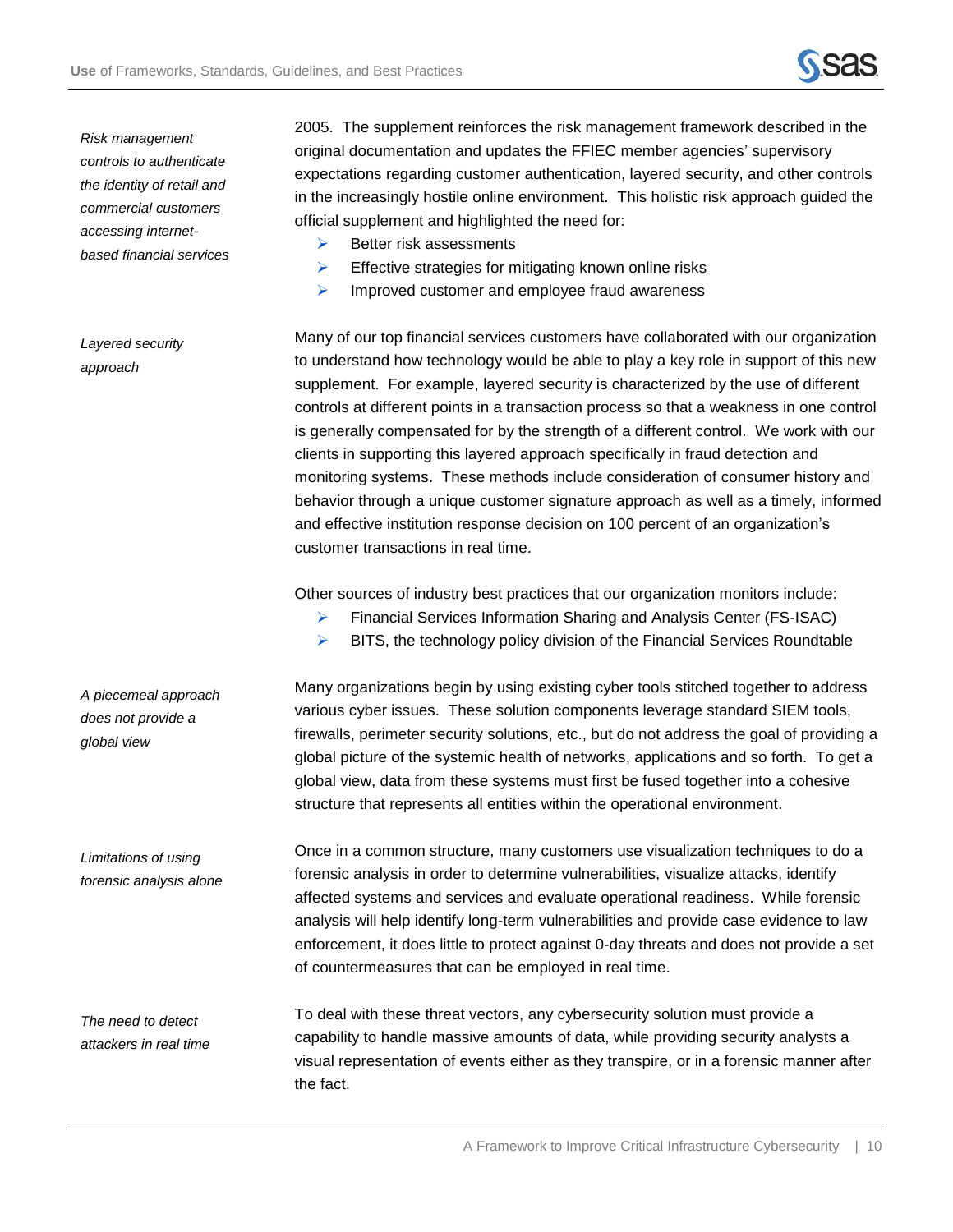*Risk management controls to authenticate the identity of retail and commercial customers accessing internet-based financial services*

2005. The supplement reinforces the risk management framework described in the original documentation and updates the FFIEC member agencies' supervisory expectations regarding customer authentication, layered security, and other controls in the increasingly hostile online environment. This holistic risk approach guided the official supplement and highlighted the need for:

- Better risk assessments
- Effective strategies for mitigating known online risks
- Improved customer and employee fraud awareness

*Layered security approach*

Many of our top financial services customers have collaborated with our organization to understand how technology would be able to play a key role in support of this new supplement. For example, layered security is characterized by the use of different controls at different points in a transaction process so that a weakness in one control is generally compensated for by the strength of a different control. We work with our clients in supporting this layered approach specifically in fraud detection and monitoring systems. These methods include consideration of consumer history and behavior through a unique customer signature approach as well as a timely, informed and effective institution response decision on 100 percent of an organization's customer transactions in real time.

Other sources of industry best practices that our organization monitors include:

- Financial Services Information Sharing and Analysis Center (FS-ISAC)
- BITS, the technology policy division of the Financial Services Roundtable

*A piecemeal approach does not provide a global view*

Many organizations begin by using existing cyber tools stitched together to address various cyber issues. These solution components leverage standard SIEM tools, firewalls, perimeter security solutions, etc., but do not address the goal of providing a global picture of the systemic health of networks, applications and so forth. To get a global view, data from these systems must first be fused together into a cohesive structure that represents all entities within the operational environment.

*Limitations of using forensic analysis alone*

Once in a common structure, many customers use visualization techniques to do a forensic analysis in order to determine vulnerabilities, visualize attacks, identify affected systems and services and evaluate operational readiness. While forensic analysis will help identify long-term vulnerabilities and provide case evidence to law enforcement, it does little to protect against 0-day threats and does not provide a set of countermeasures that can be employed in real time.

*The need to detect attackers in real time*

To deal with these threat vectors, any cybersecurity solution must provide a capability to handle massive amounts of data, while providing security analysts a visual representation of events either as they transpire, or in a forensic manner after the fact.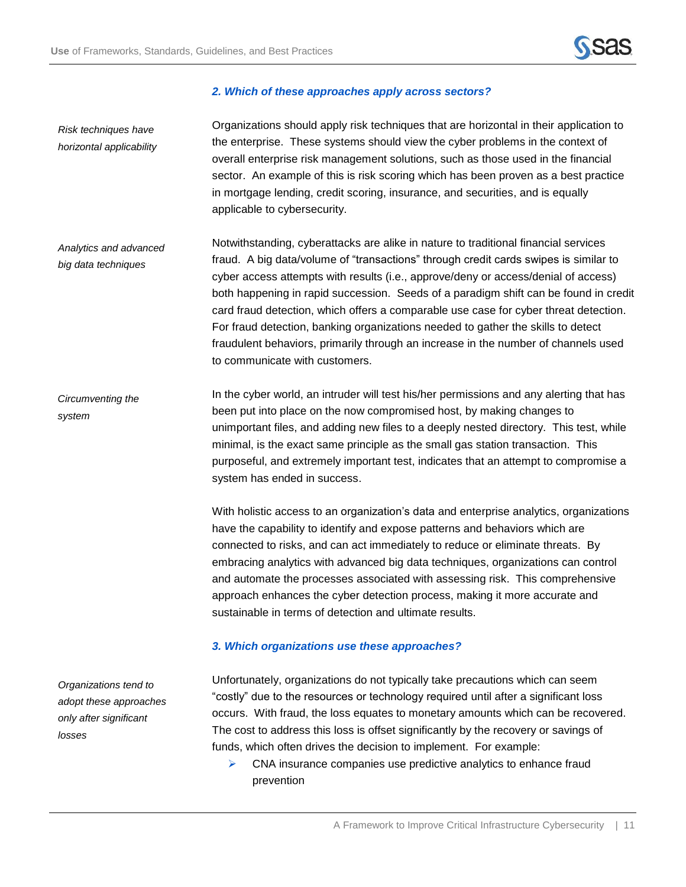### *2. Which of these approaches apply across sectors?*

*Risk techniques have horizontal applicability*

Organizations should apply risk techniques that are horizontal in their application to the enterprise. These systems should view the cyber problems in the context of overall enterprise risk management solutions, such as those used in the financial sector. An example of this is risk scoring which has been proven as a best practice in mortgage lending, credit scoring, insurance, and securities, and is equally applicable to cybersecurity.

*Analytics and advanced big data techniques*

Notwithstanding, cyberattacks are alike in nature to traditional financial services fraud. A big data/volume of "transactions" through credit cards swipes is similar to cyber access attempts with results (i.e., approve/deny or access/denial of access) both happening in rapid succession. Seeds of a paradigm shift can be found in credit card fraud detection, which offers a comparable use case for cyber threat detection. For fraud detection, banking organizations needed to gather the skills to detect fraudulent behaviors, primarily through an increase in the number of channels used to communicate with customers.

*Circumventing the system*

In the cyber world, an intruder will test his/her permissions and any alerting that has been put into place on the now compromised host, by making changes to unimportant files, and adding new files to a deeply nested directory. This test, while minimal, is the exact same principle as the small gas station transaction. This purposeful, and extremely important test, indicates that an attempt to compromise a system has ended in success.

With holistic access to an organization's data and enterprise analytics, organizations have the capability to identify and expose patterns and behaviors which are connected to risks, and can act immediately to reduce or eliminate threats. By embracing analytics with advanced big data techniques, organizations can control and automate the processes associated with assessing risk. This comprehensive approach enhances the cyber detection process, making it more accurate and sustainable in terms of detection and ultimate results.

### *3. Which organizations use these approaches?*

*Organizations tend to adopt these approaches only after significant losses*

Unfortunately, organizations do not typically take precautions which can seem "costly" due to the resources or technology required until after a significant loss occurs. With fraud, the loss equates to monetary amounts which can be recovered. The cost to address this loss is offset significantly by the recovery or savings of funds, which often drives the decision to implement. For example:

- CNA insurance companies use predictive analytics to enhance fraud prevention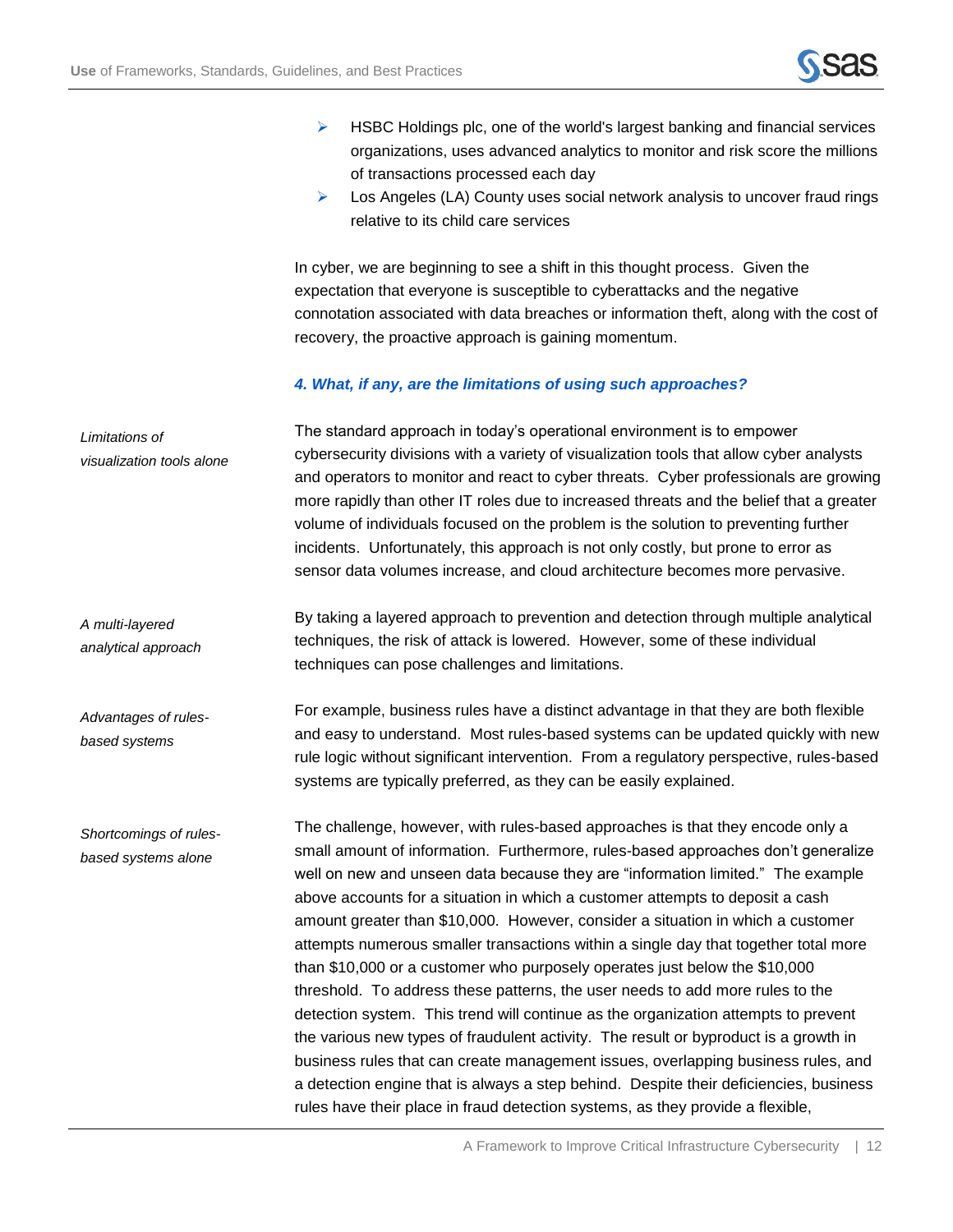- HSBC Holdings plc, one of the world's largest banking and financial services organizations, uses advanced analytics to monitor and risk score the millions of transactions processed each day
- Los Angeles (LA) County uses social network analysis to uncover fraud rings relative to its child care services

In cyber, we are beginning to see a shift in this thought process. Given the expectation that everyone is susceptible to cyberattacks and the negative connotation associated with data breaches or information theft, along with the cost of recovery, the proactive approach is gaining momentum.

### *4. What, if any, are the limitations of using such approaches?*

*Limitations of visualization tools alone*

The standard approach in today's operational environment is to empower cybersecurity divisions with a variety of visualization tools that allow cyber analysts and operators to monitor and react to cyber threats. Cyber professionals are growing more rapidly than other IT roles due to increased threats and the belief that a greater volume of individuals focused on the problem is the solution to preventing further incidents. Unfortunately, this approach is not only costly, but prone to error as sensor data volumes increase, and cloud architecture becomes more pervasive.

*A multi-layered analytical approach*

By taking a layered approach to prevention and detection through multiple analytical techniques, the risk of attack is lowered. However, some of these individual techniques can pose challenges and limitations.

*Advantages of rules-based systems*

For example, business rules have a distinct advantage in that they are both flexible and easy to understand. Most rules-based systems can be updated quickly with new rule logic without significant intervention. From a regulatory perspective, rules-based systems are typically preferred, as they can be easily explained.

*Shortcomings of rules-based systems alone*

The challenge, however, with rules-based approaches is that they encode only a small amount of information. Furthermore, rules-based approaches don't generalize well on new and unseen data because they are "information limited." The example above accounts for a situation in which a customer attempts to deposit a cash amount greater than $10,000. However, consider a situation in which a customer attempts numerous smaller transactions within a single day that together total more than $10,000 or a customer who purposely operates just below the $10,000 threshold. To address these patterns, the user needs to add more rules to the detection system. This trend will continue as the organization attempts to prevent the various new types of fraudulent activity. The result or byproduct is a growth in business rules that can create management issues, overlapping business rules, and a detection engine that is always a step behind. Despite their deficiencies, business rules have their place in fraud detection systems, as they provide a flexible,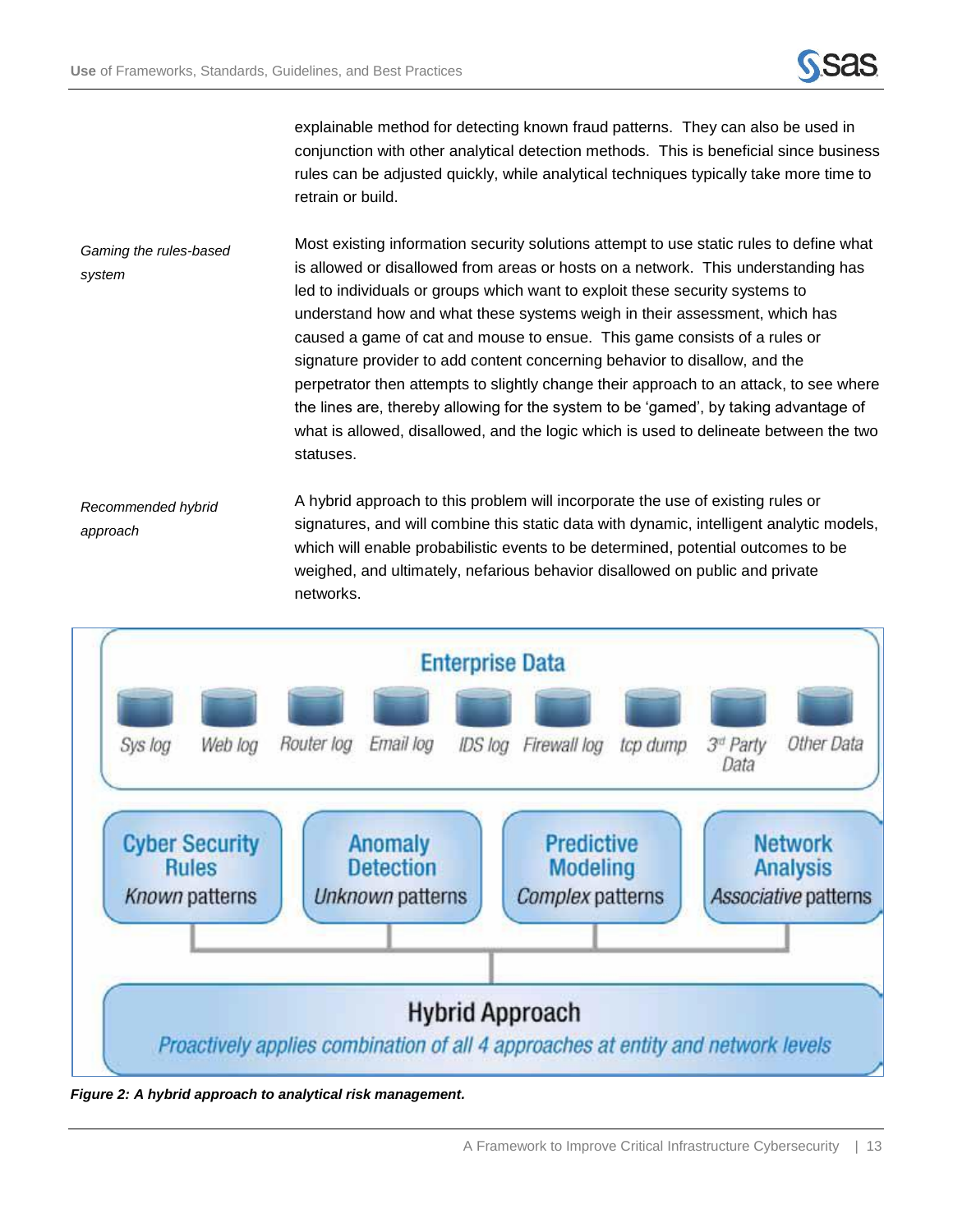explainable method for detecting known fraud patterns. They can also be used in conjunction with other analytical detection methods. This is beneficial since business rules can be adjusted quickly, while analytical techniques typically take more time to retrain or build.

*Gaming the rules-based system*

Most existing information security solutions attempt to use static rules to define what is allowed or disallowed from areas or hosts on a network. This understanding has led to individuals or groups which want to exploit these security systems to understand how and what these systems weigh in their assessment, which has caused a game of cat and mouse to ensue. This game consists of a rules or signature provider to add content concerning behavior to disallow, and the perpetrator then attempts to slightly change their approach to an attack, to see where the lines are, thereby allowing for the system to be 'gamed', by taking advantage of what is allowed, disallowed, and the logic which is used to delineate between the two statuses.

*Recommended hybrid approach*

A hybrid approach to this problem will incorporate the use of existing rules or signatures, and will combine this static data with dynamic, intelligent analytic models, which will enable probabilistic events to be determined, potential outcomes to be weighed, and ultimately, nefarious behavior disallowed on public and private networks.

Enterprise Data

Sys log | Web log | Router log | Email log | IDS log | Firewall log | tcp dump | 3rd Party Data | Other Data

| Cyber Security Rules | Anomaly Detection | Predictive Modeling | Network Analysis |
|---|---|---|---|
| *Known* patterns | *Unknown* patterns | *Complex* patterns | *Associative* patterns |

Hybrid Approach

*Proactively applies combination of all 4 approaches at entity and network levels*

***Figure 2: A hybrid approach to analytical risk management.***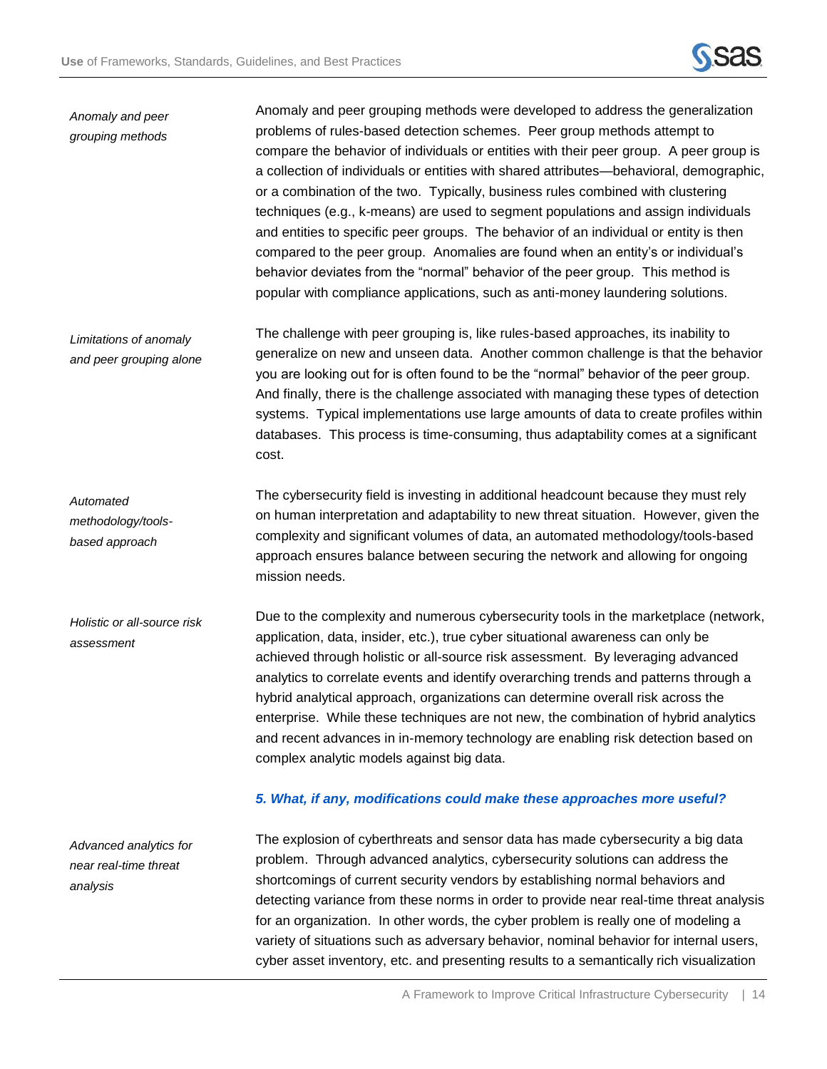*Anomaly and peer grouping methods*

Anomaly and peer grouping methods were developed to address the generalization problems of rules-based detection schemes. Peer group methods attempt to compare the behavior of individuals or entities with their peer group. A peer group is a collection of individuals or entities with shared attributes—behavioral, demographic, or a combination of the two. Typically, business rules combined with clustering techniques (e.g., k-means) are used to segment populations and assign individuals and entities to specific peer groups. The behavior of an individual or entity is then compared to the peer group. Anomalies are found when an entity's or individual's behavior deviates from the "normal" behavior of the peer group. This method is popular with compliance applications, such as anti-money laundering solutions.

*Limitations of anomaly and peer grouping alone*

The challenge with peer grouping is, like rules-based approaches, its inability to generalize on new and unseen data. Another common challenge is that the behavior you are looking out for is often found to be the "normal" behavior of the peer group. And finally, there is the challenge associated with managing these types of detection systems. Typical implementations use large amounts of data to create profiles within databases. This process is time-consuming, thus adaptability comes at a significant cost.

*Automated methodology/tools-based approach*

The cybersecurity field is investing in additional headcount because they must rely on human interpretation and adaptability to new threat situation. However, given the complexity and significant volumes of data, an automated methodology/tools-based approach ensures balance between securing the network and allowing for ongoing mission needs.

*Holistic or all-source risk assessment*

Due to the complexity and numerous cybersecurity tools in the marketplace (network, application, data, insider, etc.), true cyber situational awareness can only be achieved through holistic or all-source risk assessment. By leveraging advanced analytics to correlate events and identify overarching trends and patterns through a hybrid analytical approach, organizations can determine overall risk across the enterprise. While these techniques are not new, the combination of hybrid analytics and recent advances in in-memory technology are enabling risk detection based on complex analytic models against big data.

### *5. What, if any, modifications could make these approaches more useful?*

*Advanced analytics for near real-time threat analysis*

The explosion of cyberthreats and sensor data has made cybersecurity a big data problem. Through advanced analytics, cybersecurity solutions can address the shortcomings of current security vendors by establishing normal behaviors and detecting variance from these norms in order to provide near real-time threat analysis for an organization. In other words, the cyber problem is really one of modeling a variety of situations such as adversary behavior, nominal behavior for internal users, cyber asset inventory, etc. and presenting results to a semantically rich visualization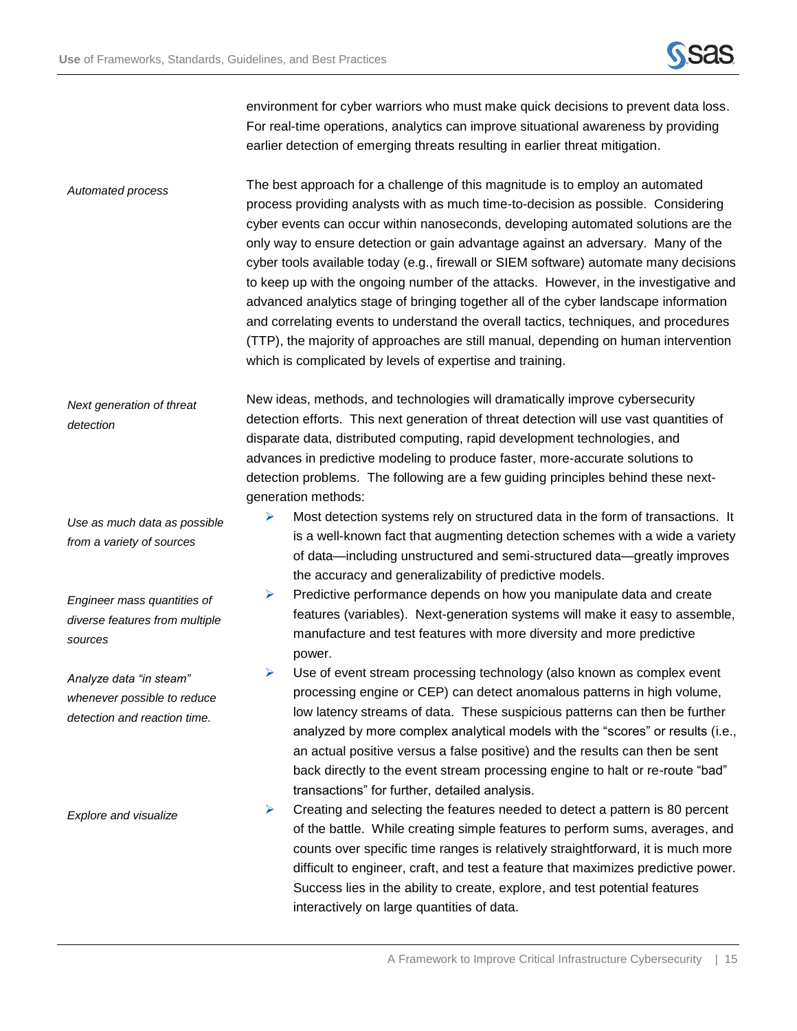environment for cyber warriors who must make quick decisions to prevent data loss. For real-time operations, analytics can improve situational awareness by providing earlier detection of emerging threats resulting in earlier threat mitigation.

*Automated process*

The best approach for a challenge of this magnitude is to employ an automated process providing analysts with as much time-to-decision as possible. Considering cyber events can occur within nanoseconds, developing automated solutions are the only way to ensure detection or gain advantage against an adversary. Many of the cyber tools available today (e.g., firewall or SIEM software) automate many decisions to keep up with the ongoing number of the attacks. However, in the investigative and advanced analytics stage of bringing together all of the cyber landscape information and correlating events to understand the overall tactics, techniques, and procedures (TTP), the majority of approaches are still manual, depending on human intervention which is complicated by levels of expertise and training.

*Next generation of threat detection*

New ideas, methods, and technologies will dramatically improve cybersecurity detection efforts. This next generation of threat detection will use vast quantities of disparate data, distributed computing, rapid development technologies, and advances in predictive modeling to produce faster, more-accurate solutions to detection problems. The following are a few guiding principles behind these next-generation methods:

*Use as much data as possible from a variety of sources*

- Most detection systems rely on structured data in the form of transactions. It is a well-known fact that augmenting detection schemes with a wide variety of data—including unstructured and semi-structured data—greatly improves the accuracy and generalizability of predictive models.

*Engineer mass quantities of diverse features from multiple sources*

- Predictive performance depends on how you manipulate data and create features (variables). Next-generation systems will make it easy to assemble, manufacture and test features with more diversity and more predictive power.

*Analyze data “in steam” whenever possible to reduce detection and reaction time.*

- Use of event stream processing technology (also known as complex event processing engine or CEP) can detect anomalous patterns in high volume, low latency streams of data. These suspicious patterns can then be further analyzed by more complex analytical models with the “scores” or results (i.e., an actual positive versus a false positive) and the results can then be sent back directly to the event stream processing engine to halt or re-route “bad” transactions” for further, detailed analysis.

*Explore and visualize*

- Creating and selecting the features needed to detect a pattern is 80 percent of the battle. While creating simple features to perform sums, averages, and counts over specific time ranges is relatively straightforward, it is much more difficult to engineer, craft, and test a feature that maximizes predictive power. Success lies in the ability to create, explore, and test potential features interactively on large quantities of data.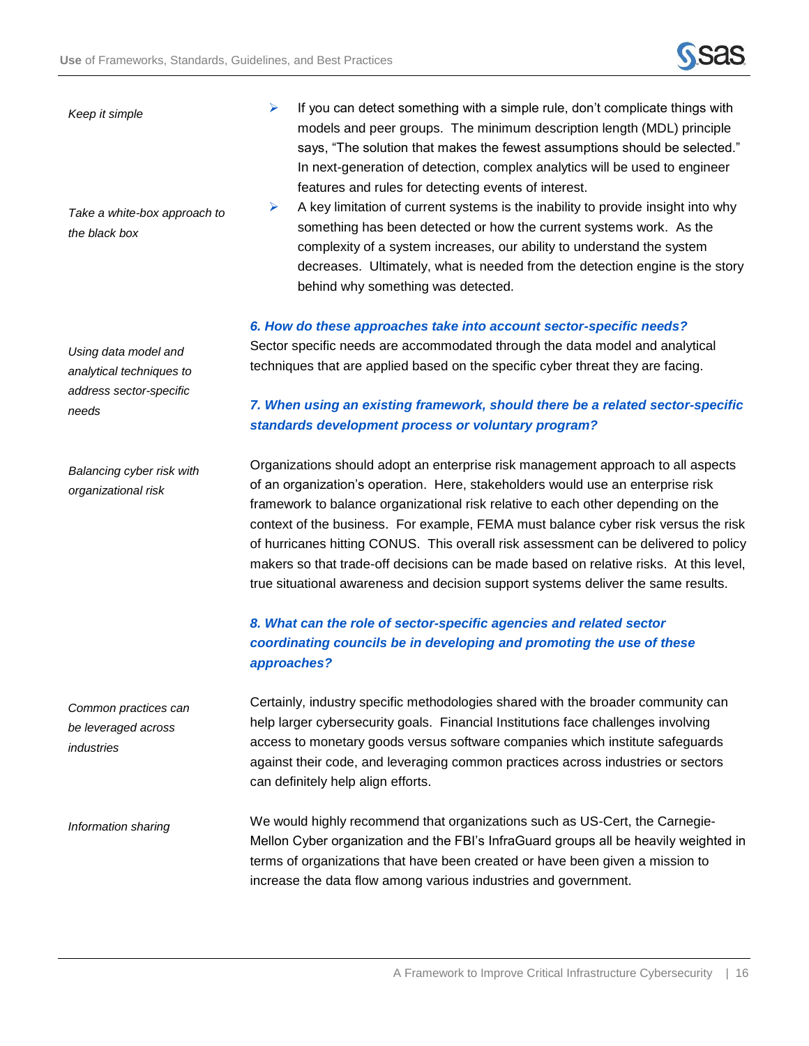*Keep it simple*

- If you can detect something with a simple rule, don't complicate things with models and peer groups. The minimum description length (MDL) principle says, "The solution that makes the fewest assumptions should be selected." In next-generation of detection, complex analytics will be used to engineer features and rules for detecting events of interest.

*Take a white-box approach to the black box*

- A key limitation of current systems is the inability to provide insight into why something has been detected or how the current systems work. As the complexity of a system increases, our ability to understand the system decreases. Ultimately, what is needed from the detection engine is the story behind why something was detected.

### *6. How do these approaches take into account sector-specific needs?*

*Using data model and analytical techniques to address sector-specific needs*

Sector specific needs are accommodated through the data model and analytical techniques that are applied based on the specific cyber threat they are facing.

### *7. When using an existing framework, should there be a related sector-specific standards development process or voluntary program?*

*Balancing cyber risk with organizational risk*

Organizations should adopt an enterprise risk management approach to all aspects of an organization's operation. Here, stakeholders would use an enterprise risk framework to balance organizational risk relative to each other depending on the context of the business. For example, FEMA must balance cyber risk versus the risk of hurricanes hitting CONUS. This overall risk assessment can be delivered to policy makers so that trade-off decisions can be made based on relative risks. At this level, true situational awareness and decision support systems deliver the same results.

### *8. What can the role of sector-specific agencies and related sector coordinating councils be in developing and promoting the use of these approaches?*

*Common practices can be leveraged across industries*

Certainly, industry specific methodologies shared with the broader community can help larger cybersecurity goals. Financial Institutions face challenges involving access to monetary goods versus software companies which institute safeguards against their code, and leveraging common practices across industries or sectors can definitely help align efforts.

*Information sharing*

We would highly recommend that organizations such as US-Cert, the Carnegie-Mellon Cyber organization and the FBI's InfraGuard groups all be heavily weighted in terms of organizations that have been created or have been given a mission to increase the data flow among various industries and government.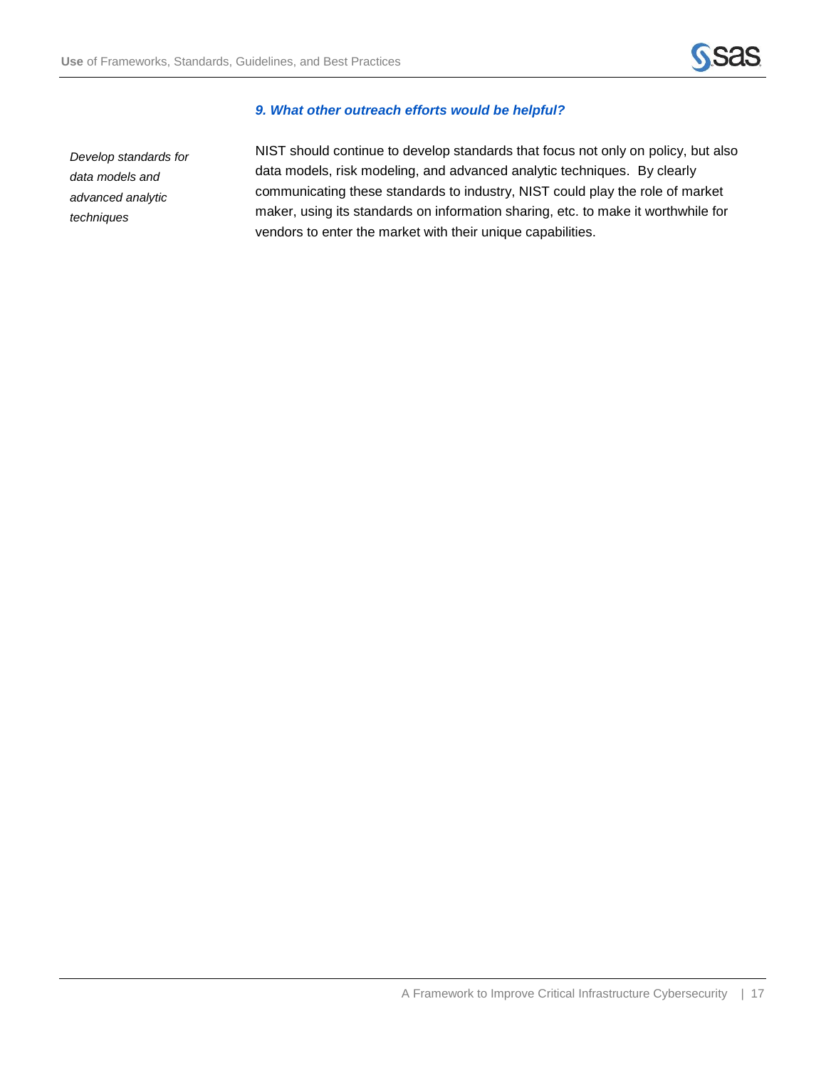### *9. What other outreach efforts would be helpful?*

*Develop standards for data models and advanced analytic techniques*

NIST should continue to develop standards that focus not only on policy, but also data models, risk modeling, and advanced analytic techniques. By clearly communicating these standards to industry, NIST could play the role of market maker, using its standards on information sharing, etc. to make it worthwhile for vendors to enter the market with their unique capabilities.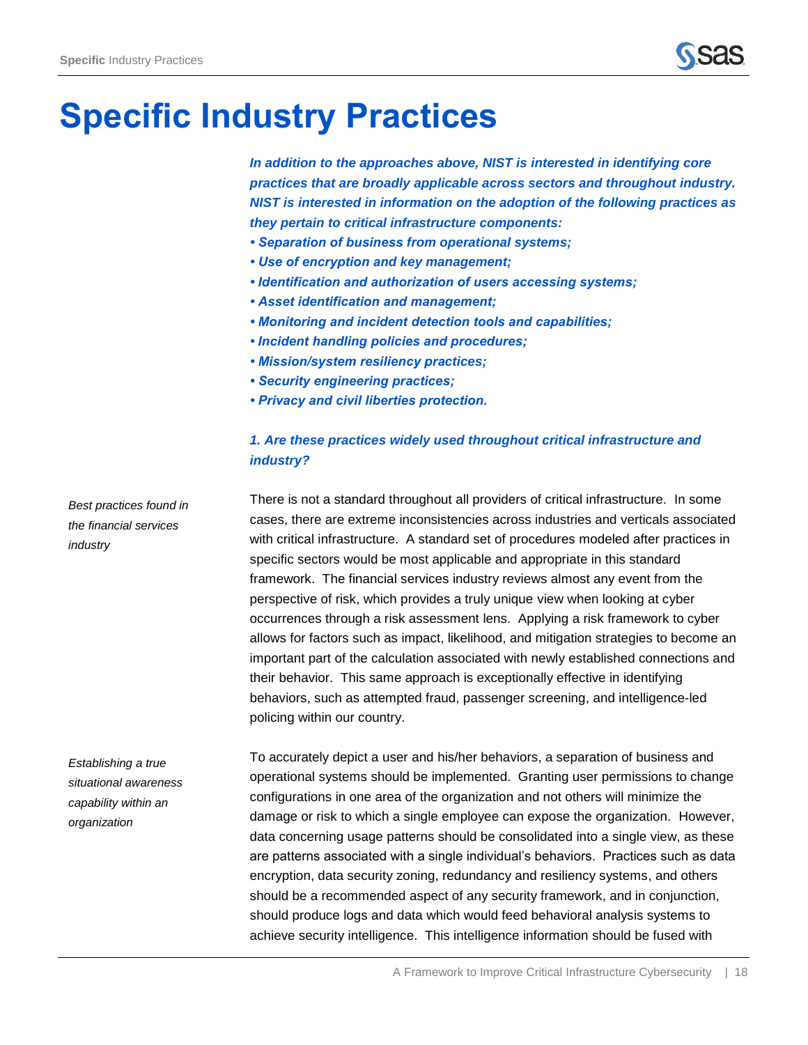# Specific Industry Practices

***In addition to the approaches above, NIST is interested in identifying core practices that are broadly applicable across sectors and throughout industry. NIST is interested in information on the adoption of the following practices as they pertain to critical infrastructure components:***

- ***Separation of business from operational systems;***
- ***Use of encryption and key management;***
- ***Identification and authorization of users accessing systems;***
- ***Asset identification and management;***
- ***Monitoring and incident detection tools and capabilities;***
- ***Incident handling policies and procedures;***
- ***Mission/system resiliency practices;***
- ***Security engineering practices;***
- ***Privacy and civil liberties protection.***

***1. Are these practices widely used throughout critical infrastructure and industry?***

*Best practices found in the financial services industry*

There is not a standard throughout all providers of critical infrastructure. In some cases, there are extreme inconsistencies across industries and verticals associated with critical infrastructure. A standard set of procedures modeled after practices in specific sectors would be most applicable and appropriate in this standard framework. The financial services industry reviews almost any event from the perspective of risk, which provides a truly unique view when looking at cyber occurrences through a risk assessment lens. Applying a risk framework to cyber allows for factors such as impact, likelihood, and mitigation strategies to become an important part of the calculation associated with newly established connections and their behavior. This same approach is exceptionally effective in identifying behaviors, such as attempted fraud, passenger screening, and intelligence-led policing within our country.

*Establishing a true situational awareness capability within an organization*

To accurately depict a user and his/her behaviors, a separation of business and operational systems should be implemented. Granting user permissions to change configurations in one area of the organization and not others will minimize the damage or risk to which a single employee can expose the organization. However, data concerning usage patterns should be consolidated into a single view, as these are patterns associated with a single individual's behaviors. Practices such as data encryption, data security zoning, redundancy and resiliency systems, and others should be a recommended aspect of any security framework, and in conjunction, should produce logs and data which would feed behavioral analysis systems to achieve security intelligence. This intelligence information should be fused with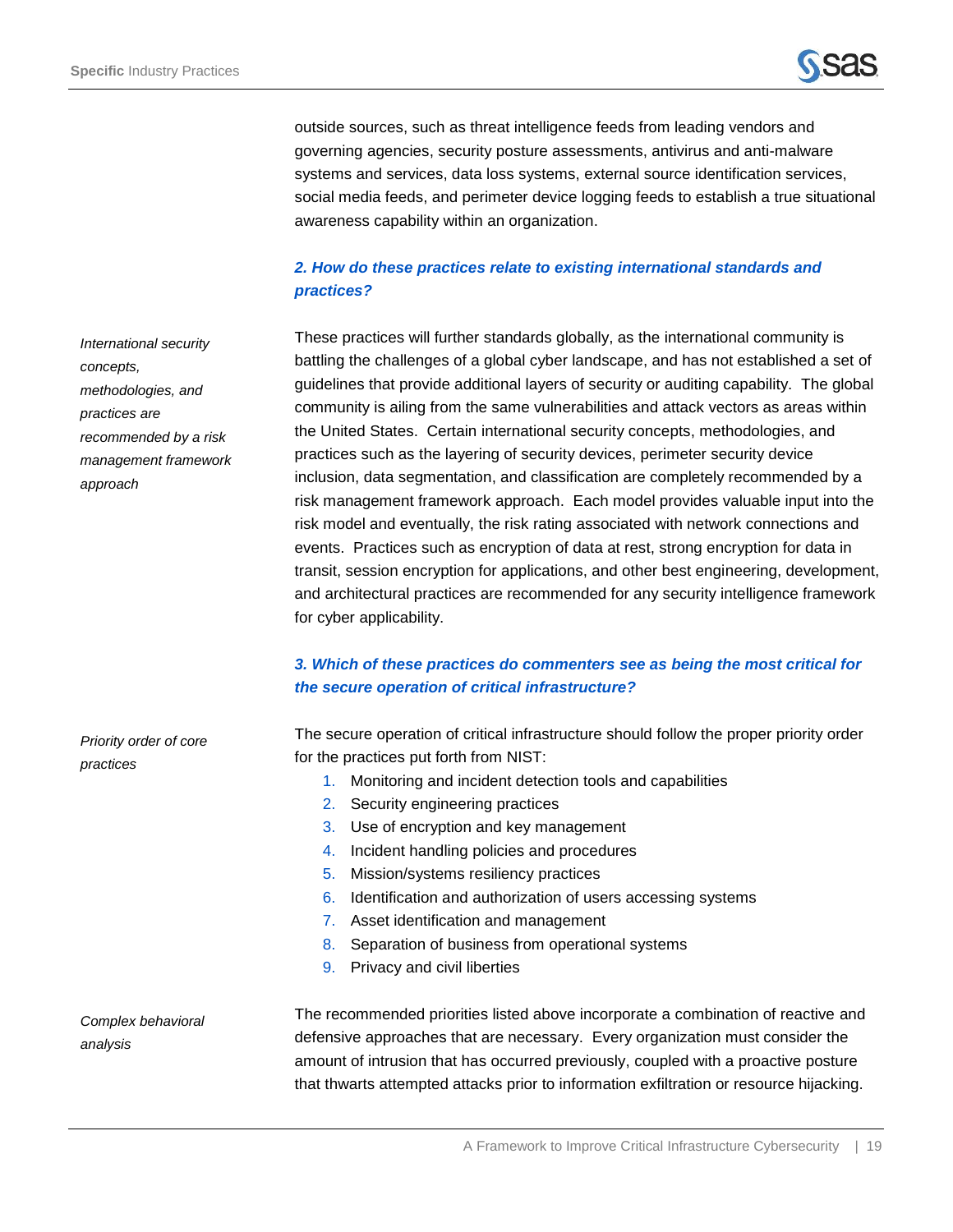outside sources, such as threat intelligence feeds from leading vendors and governing agencies, security posture assessments, antivirus and anti-malware systems and services, data loss systems, external source identification services, social media feeds, and perimeter device logging feeds to establish a true situational awareness capability within an organization.

### *2. How do these practices relate to existing international standards and practices?*

*International security concepts, methodologies, and practices are recommended by a risk management framework approach*

These practices will further standards globally, as the international community is battling the challenges of a global cyber landscape, and has not established a set of guidelines that provide additional layers of security or auditing capability. The global community is ailing from the same vulnerabilities and attack vectors as areas within the United States. Certain international security concepts, methodologies, and practices such as the layering of security devices, perimeter security device inclusion, data segmentation, and classification are completely recommended by a risk management framework approach. Each model provides valuable input into the risk model and eventually, the risk rating associated with network connections and events. Practices such as encryption of data at rest, strong encryption for data in transit, session encryption for applications, and other best engineering, development, and architectural practices are recommended for any security intelligence framework for cyber applicability.

### *3. Which of these practices do commenters see as being the most critical for the secure operation of critical infrastructure?*

*Priority order of core practices*

The secure operation of critical infrastructure should follow the proper priority order for the practices put forth from NIST:

1. Monitoring and incident detection tools and capabilities
2. Security engineering practices
3. Use of encryption and key management
4. Incident handling policies and procedures
5. Mission/systems resiliency practices
6. Identification and authorization of users accessing systems
7. Asset identification and management
8. Separation of business from operational systems
9. Privacy and civil liberties

*Complex behavioral analysis*

The recommended priorities listed above incorporate a combination of reactive and defensive approaches that are necessary. Every organization must consider the amount of intrusion that has occurred previously, coupled with a proactive posture that thwarts attempted attacks prior to information exfiltration or resource hijacking.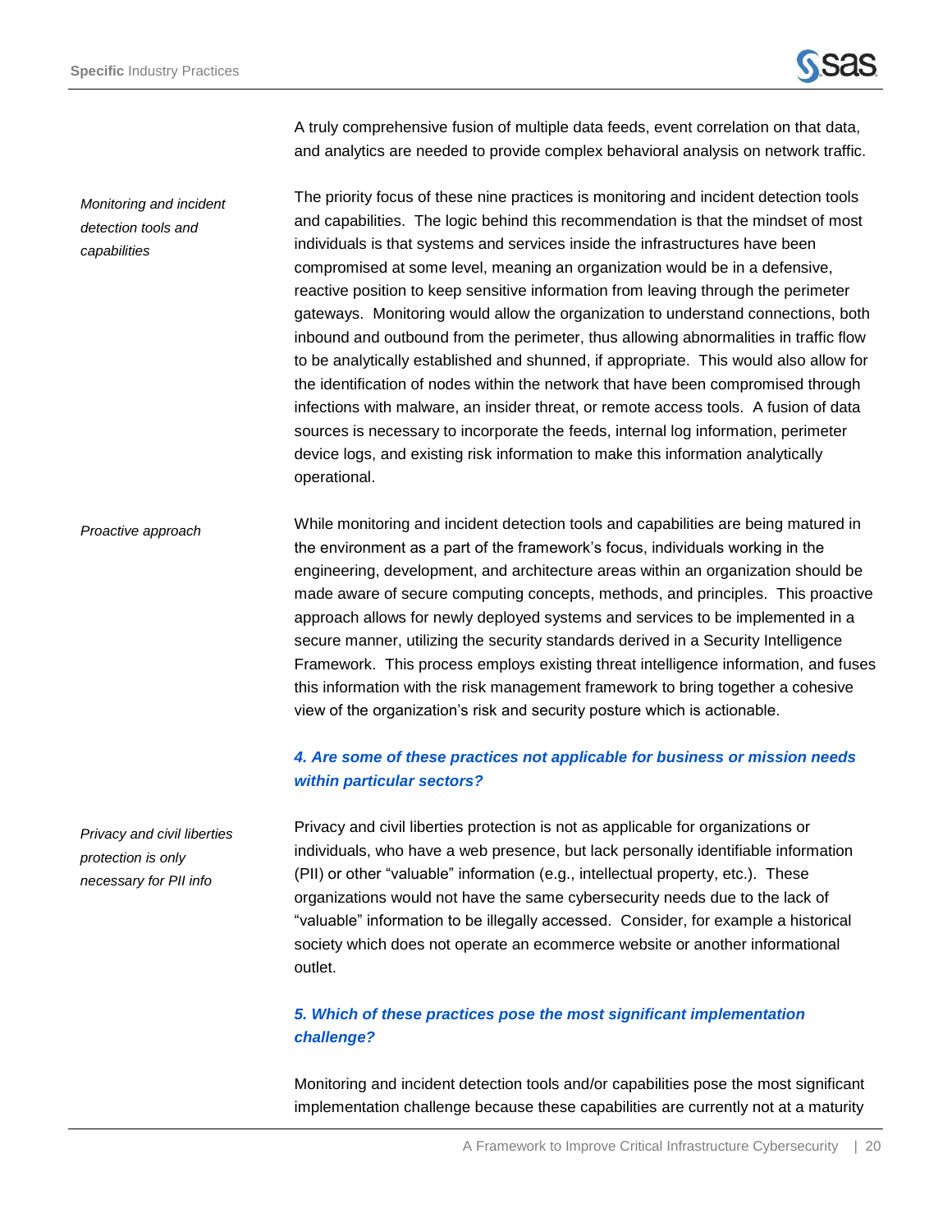A truly comprehensive fusion of multiple data feeds, event correlation on that data, and analytics are needed to provide complex behavioral analysis on network traffic.

*Monitoring and incident detection tools and capabilities*

The priority focus of these nine practices is monitoring and incident detection tools and capabilities. The logic behind this recommendation is that the mindset of most individuals is that systems and services inside the infrastructures have been compromised at some level, meaning an organization would be in a defensive, reactive position to keep sensitive information from leaving through the perimeter gateways. Monitoring would allow the organization to understand connections, both inbound and outbound from the perimeter, thus allowing abnormalities in traffic flow to be analytically established and shunned, if appropriate. This would also allow for the identification of nodes within the network that have been compromised through infections with malware, an insider threat, or remote access tools. A fusion of data sources is necessary to incorporate the feeds, internal log information, perimeter device logs, and existing risk information to make this information analytically operational.

*Proactive approach*

While monitoring and incident detection tools and capabilities are being matured in the environment as a part of the framework's focus, individuals working in the engineering, development, and architecture areas within an organization should be made aware of secure computing concepts, methods, and principles. This proactive approach allows for newly deployed systems and services to be implemented in a secure manner, utilizing the security standards derived in a Security Intelligence Framework. This process employs existing threat intelligence information, and fuses this information with the risk management framework to bring together a cohesive view of the organization's risk and security posture which is actionable.

***4. Are some of these practices not applicable for business or mission needs within particular sectors?***

*Privacy and civil liberties protection is only necessary for PII info*

Privacy and civil liberties protection is not as applicable for organizations or individuals, who have a web presence, but lack personally identifiable information (PII) or other "valuable" information (e.g., intellectual property, etc.). These organizations would not have the same cybersecurity needs due to the lack of "valuable" information to be illegally accessed. Consider, for example a historical society which does not operate an ecommerce website or another informational outlet.

***5. Which of these practices pose the most significant implementation challenge?***

Monitoring and incident detection tools and/or capabilities pose the most significant implementation challenge because these capabilities are currently not at a maturity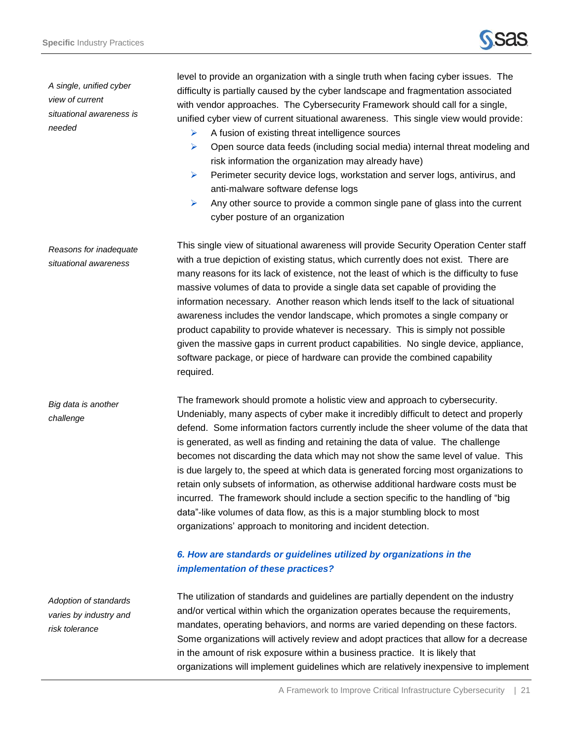*A single, unified cyber view of current situational awareness is needed*

level to provide an organization with a single truth when facing cyber issues. The difficulty is partially caused by the cyber landscape and fragmentation associated with vendor approaches. The Cybersecurity Framework should call for a single, unified cyber view of current situational awareness. This single view would provide:

- A fusion of existing threat intelligence sources
- Open source data feeds (including social media) internal threat modeling and risk information the organization may already have)
- Perimeter security device logs, workstation and server logs, antivirus, and anti-malware software defense logs
- Any other source to provide a common single pane of glass into the current cyber posture of an organization

*Reasons for inadequate situational awareness*

This single view of situational awareness will provide Security Operation Center staff with a true depiction of existing status, which currently does not exist. There are many reasons for its lack of existence, not the least of which is the difficulty to fuse massive volumes of data to provide a single data set capable of providing the information necessary. Another reason which lends itself to the lack of situational awareness includes the vendor landscape, which promotes a single company or product capability to provide whatever is necessary. This is simply not possible given the massive gaps in current product capabilities. No single device, appliance, software package, or piece of hardware can provide the combined capability required.

*Big data is another challenge*

The framework should promote a holistic view and approach to cybersecurity. Undeniably, many aspects of cyber make it incredibly difficult to detect and properly defend. Some information factors currently include the sheer volume of the data that is generated, as well as finding and retaining the data of value. The challenge becomes not discarding the data which may not show the same level of value. This is due largely to, the speed at which data is generated forcing most organizations to retain only subsets of information, as otherwise additional hardware costs must be incurred. The framework should include a section specific to the handling of "big data"-like volumes of data flow, as this is a major stumbling block to most organizations' approach to monitoring and incident detection.

### *6. How are standards or guidelines utilized by organizations in the implementation of these practices?*

*Adoption of standards varies by industry and risk tolerance*

The utilization of standards and guidelines are partially dependent on the industry and/or vertical within which the organization operates because the requirements, mandates, operating behaviors, and norms are varied depending on these factors. Some organizations will actively review and adopt practices that allow for a decrease in the amount of risk exposure within a business practice. It is likely that organizations will implement guidelines which are relatively inexpensive to implement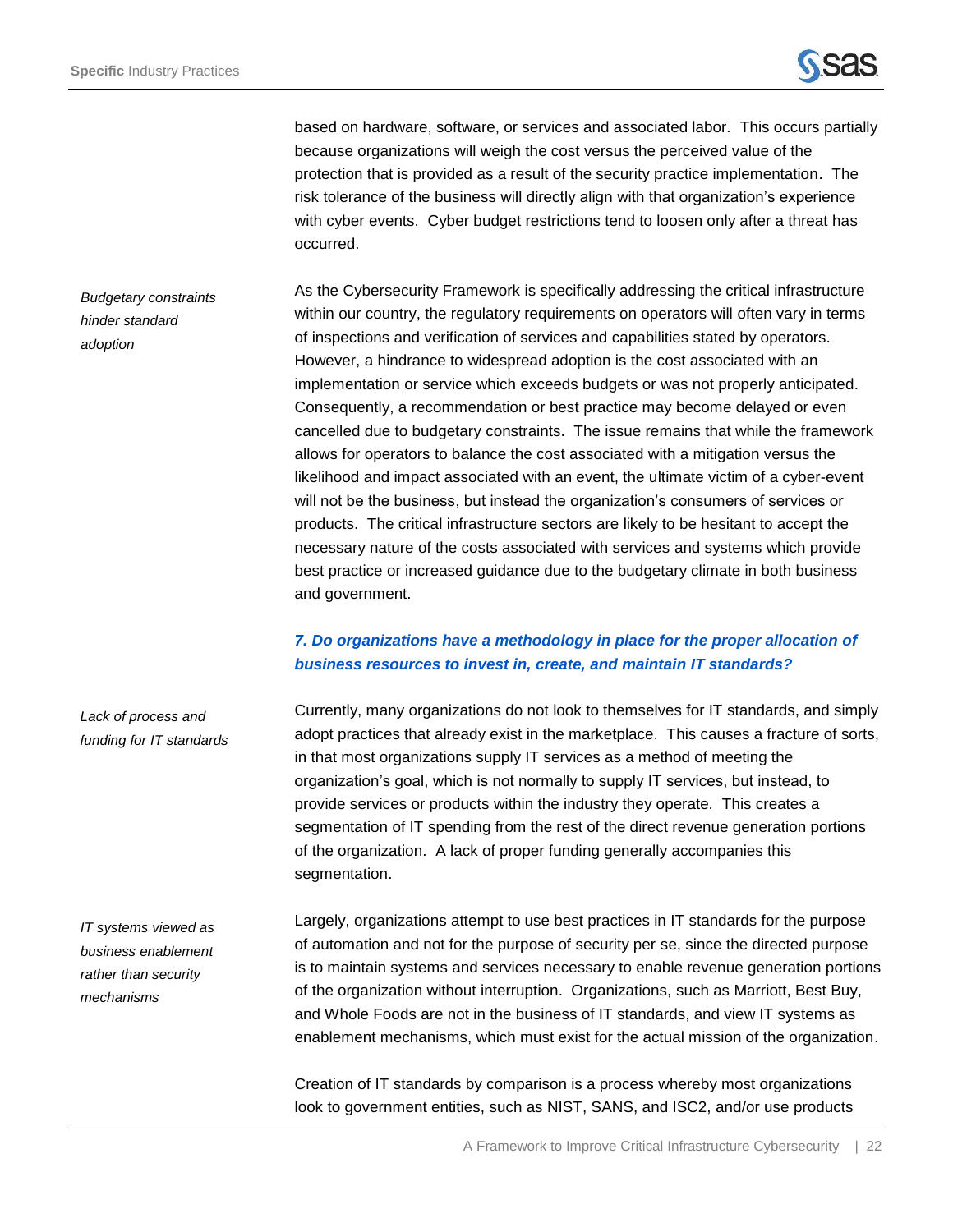based on hardware, software, or services and associated labor. This occurs partially because organizations will weigh the cost versus the perceived value of the protection that is provided as a result of the security practice implementation. The risk tolerance of the business will directly align with that organization's experience with cyber events. Cyber budget restrictions tend to loosen only after a threat has occurred.

*Budgetary constraints hinder standard adoption*

As the Cybersecurity Framework is specifically addressing the critical infrastructure within our country, the regulatory requirements on operators will often vary in terms of inspections and verification of services and capabilities stated by operators. However, a hindrance to widespread adoption is the cost associated with an implementation or service which exceeds budgets or was not properly anticipated. Consequently, a recommendation or best practice may become delayed or even cancelled due to budgetary constraints. The issue remains that while the framework allows for operators to balance the cost associated with a mitigation versus the likelihood and impact associated with an event, the ultimate victim of a cyber-event will not be the business, but instead the organization's consumers of services or products. The critical infrastructure sectors are likely to be hesitant to accept the necessary nature of the costs associated with services and systems which provide best practice or increased guidance due to the budgetary climate in both business and government.

### *7. Do organizations have a methodology in place for the proper allocation of business resources to invest in, create, and maintain IT standards?*

*Lack of process and funding for IT standards*

Currently, many organizations do not look to themselves for IT standards, and simply adopt practices that already exist in the marketplace. This causes a fracture of sorts, in that most organizations supply IT services as a method of meeting the organization's goal, which is not normally to supply IT services, but instead, to provide services or products within the industry they operate. This creates a segmentation of IT spending from the rest of the direct revenue generation portions of the organization. A lack of proper funding generally accompanies this segmentation.

*IT systems viewed as business enablement rather than security mechanisms*

Largely, organizations attempt to use best practices in IT standards for the purpose of automation and not for the purpose of security per se, since the directed purpose is to maintain systems and services necessary to enable revenue generation portions of the organization without interruption. Organizations, such as Marriott, Best Buy, and Whole Foods are not in the business of IT standards, and view IT systems as enablement mechanisms, which must exist for the actual mission of the organization.

Creation of IT standards by comparison is a process whereby most organizations look to government entities, such as NIST, SANS, and ISC2, and/or use products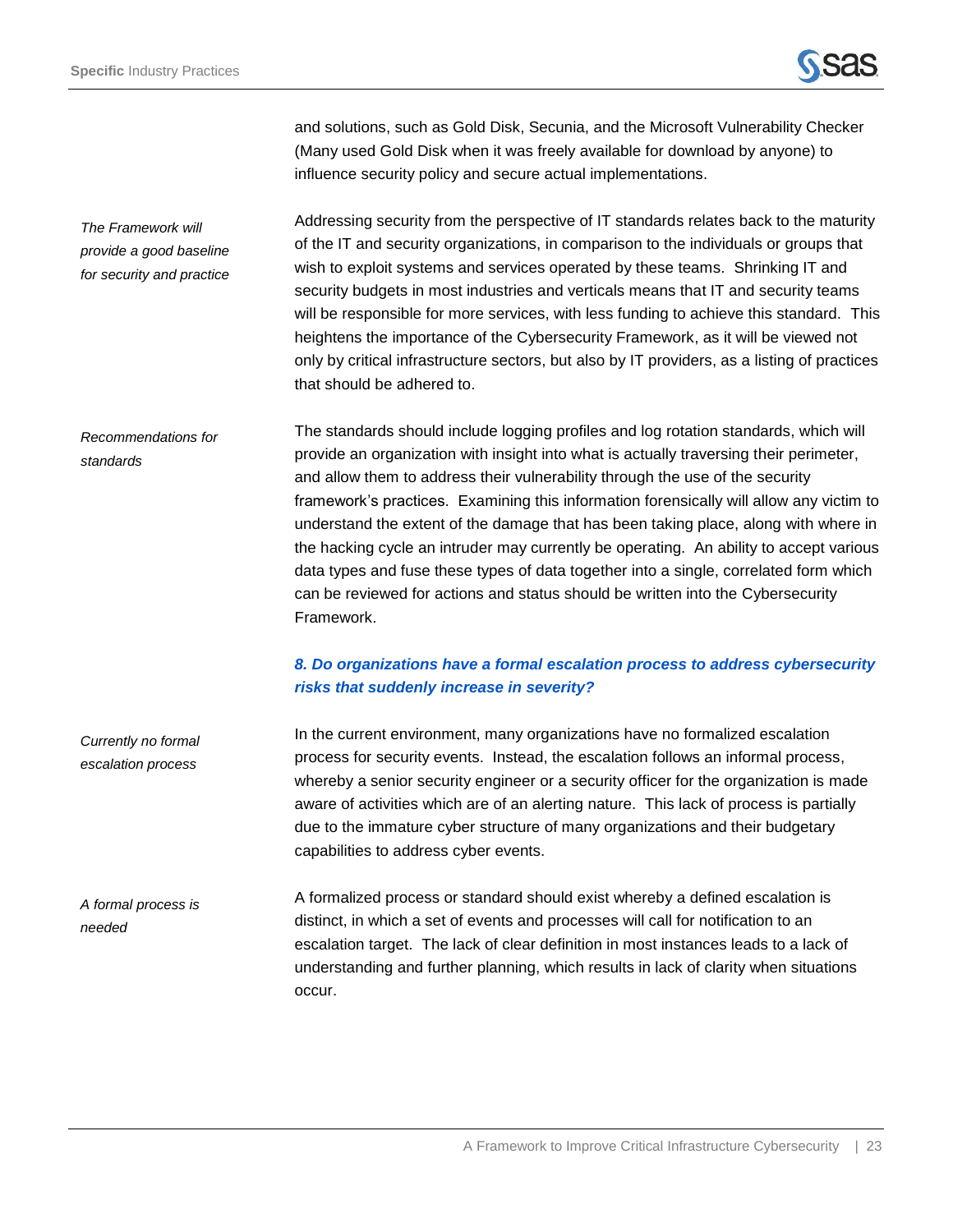and solutions, such as Gold Disk, Secunia, and the Microsoft Vulnerability Checker (Many used Gold Disk when it was freely available for download by anyone) to influence security policy and secure actual implementations.

*The Framework will provide a good baseline for security and practice*

Addressing security from the perspective of IT standards relates back to the maturity of the IT and security organizations, in comparison to the individuals or groups that wish to exploit systems and services operated by these teams. Shrinking IT and security budgets in most industries and verticals means that IT and security teams will be responsible for more services, with less funding to achieve this standard. This heightens the importance of the Cybersecurity Framework, as it will be viewed not only by critical infrastructure sectors, but also by IT providers, as a listing of practices that should be adhered to.

*Recommendations for standards*

The standards should include logging profiles and log rotation standards, which will provide an organization with insight into what is actually traversing their perimeter, and allow them to address their vulnerability through the use of the security framework's practices. Examining this information forensically will allow any victim to understand the extent of the damage that has been taking place, along with where in the hacking cycle an intruder may currently be operating. An ability to accept various data types and fuse these types of data together into a single, correlated form which can be reviewed for actions and status should be written into the Cybersecurity Framework.

### *8. Do organizations have a formal escalation process to address cybersecurity risks that suddenly increase in severity?*

*Currently no formal escalation process*

In the current environment, many organizations have no formalized escalation process for security events. Instead, the escalation follows an informal process, whereby a senior security engineer or a security officer for the organization is made aware of activities which are of an alerting nature. This lack of process is partially due to the immature cyber structure of many organizations and their budgetary capabilities to address cyber events.

*A formal process is needed*

A formalized process or standard should exist whereby a defined escalation is distinct, in which a set of events and processes will call for notification to an escalation target. The lack of clear definition in most instances leads to a lack of understanding and further planning, which results in lack of clarity when situations occur.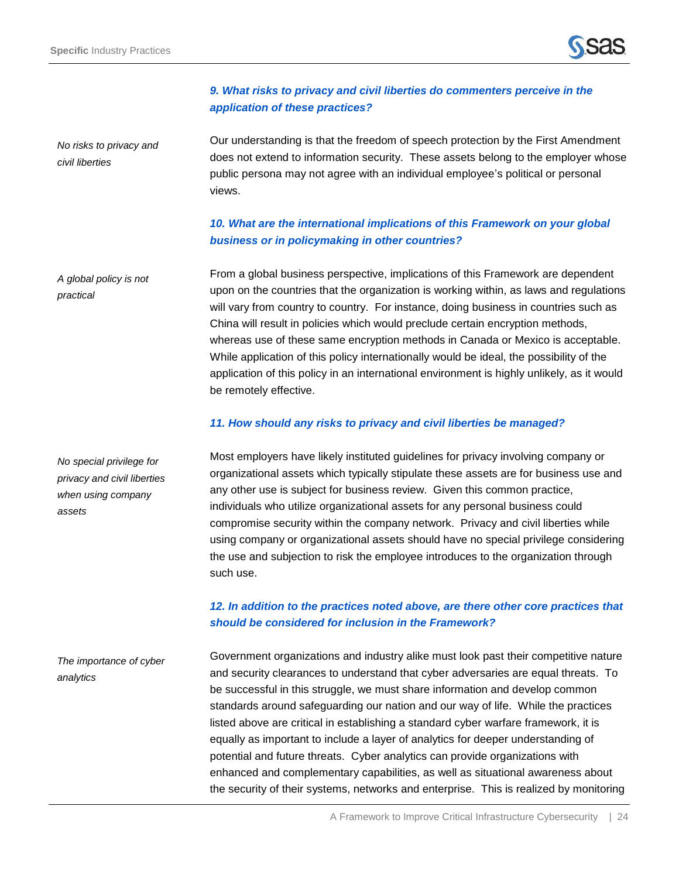*No risks to privacy and civil liberties*

### *9. What risks to privacy and civil liberties do commenters perceive in the application of these practices?*

Our understanding is that the freedom of speech protection by the First Amendment does not extend to information security. These assets belong to the employer whose public persona may not agree with an individual employee's political or personal views.

### *10. What are the international implications of this Framework on your global business or in policymaking in other countries?*

*A global policy is not practical*

From a global business perspective, implications of this Framework are dependent upon on the countries that the organization is working within, as laws and regulations will vary from country to country. For instance, doing business in countries such as China will result in policies which would preclude certain encryption methods, whereas use of these same encryption methods in Canada or Mexico is acceptable. While application of this policy internationally would be ideal, the possibility of the application of this policy in an international environment is highly unlikely, as it would be remotely effective.

### *11. How should any risks to privacy and civil liberties be managed?*

*No special privilege for privacy and civil liberties when using company assets*

Most employers have likely instituted guidelines for privacy involving company or organizational assets which typically stipulate these assets are for business use and any other use is subject for business review. Given this common practice, individuals who utilize organizational assets for any personal business could compromise security within the company network. Privacy and civil liberties while using company or organizational assets should have no special privilege considering the use and subjection to risk the employee introduces to the organization through such use.

### *12. In addition to the practices noted above, are there other core practices that should be considered for inclusion in the Framework?*

*The importance of cyber analytics*

Government organizations and industry alike must look past their competitive nature and security clearances to understand that cyber adversaries are equal threats. To be successful in this struggle, we must share information and develop common standards around safeguarding our nation and our way of life. While the practices listed above are critical in establishing a standard cyber warfare framework, it is equally as important to include a layer of analytics for deeper understanding of potential and future threats. Cyber analytics can provide organizations with enhanced and complementary capabilities, as well as situational awareness about the security of their systems, networks and enterprise. This is realized by monitoring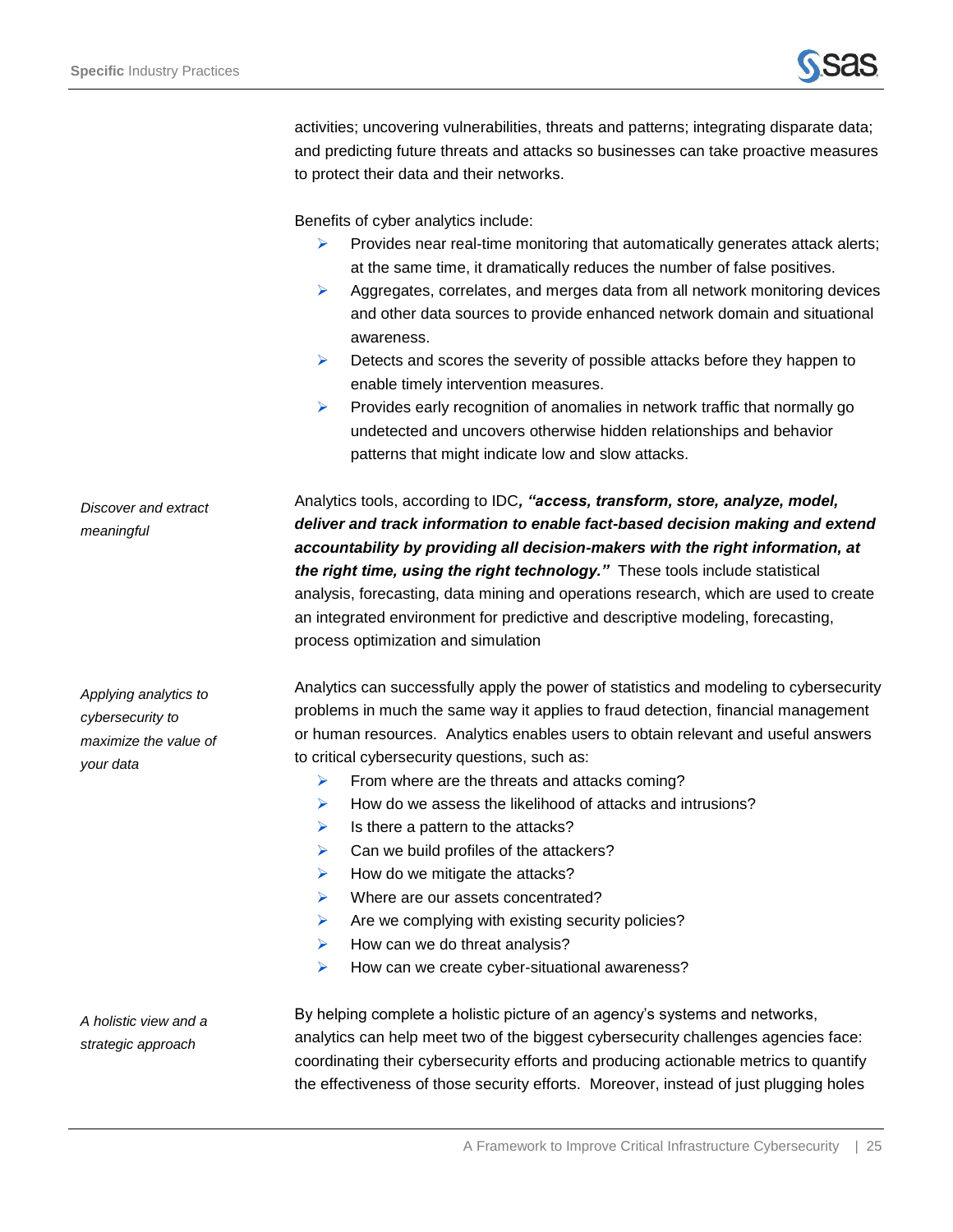activities; uncovering vulnerabilities, threats and patterns; integrating disparate data; and predicting future threats and attacks so businesses can take proactive measures to protect their data and their networks.

Benefits of cyber analytics include:

- Provides near real-time monitoring that automatically generates attack alerts; at the same time, it dramatically reduces the number of false positives.
- Aggregates, correlates, and merges data from all network monitoring devices and other data sources to provide enhanced network domain and situational awareness.
- Detects and scores the severity of possible attacks before they happen to enable timely intervention measures.
- Provides early recognition of anomalies in network traffic that normally go undetected and uncovers otherwise hidden relationships and behavior patterns that might indicate low and slow attacks.

*Discover and extract meaningful*

Analytics tools, according to IDC***, "access, transform, store, analyze, model, deliver and track information to enable fact-based decision making and extend accountability by providing all decision-makers with the right information, at the right time, using the right technology."*** These tools include statistical analysis, forecasting, data mining and operations research, which are used to create an integrated environment for predictive and descriptive modeling, forecasting, process optimization and simulation

*Applying analytics to cybersecurity to maximize the value of your data*

Analytics can successfully apply the power of statistics and modeling to cybersecurity problems in much the same way it applies to fraud detection, financial management or human resources. Analytics enables users to obtain relevant and useful answers to critical cybersecurity questions, such as:

- From where are the threats and attacks coming?
- How do we assess the likelihood of attacks and intrusions?
- Is there a pattern to the attacks?
- Can we build profiles of the attackers?
- How do we mitigate the attacks?
- Where are our assets concentrated?
- Are we complying with existing security policies?
- How can we do threat analysis?
- How can we create cyber-situational awareness?

*A holistic view and a strategic approach*

By helping complete a holistic picture of an agency's systems and networks, analytics can help meet two of the biggest cybersecurity challenges agencies face: coordinating their cybersecurity efforts and producing actionable metrics to quantify the effectiveness of those security efforts. Moreover, instead of just plugging holes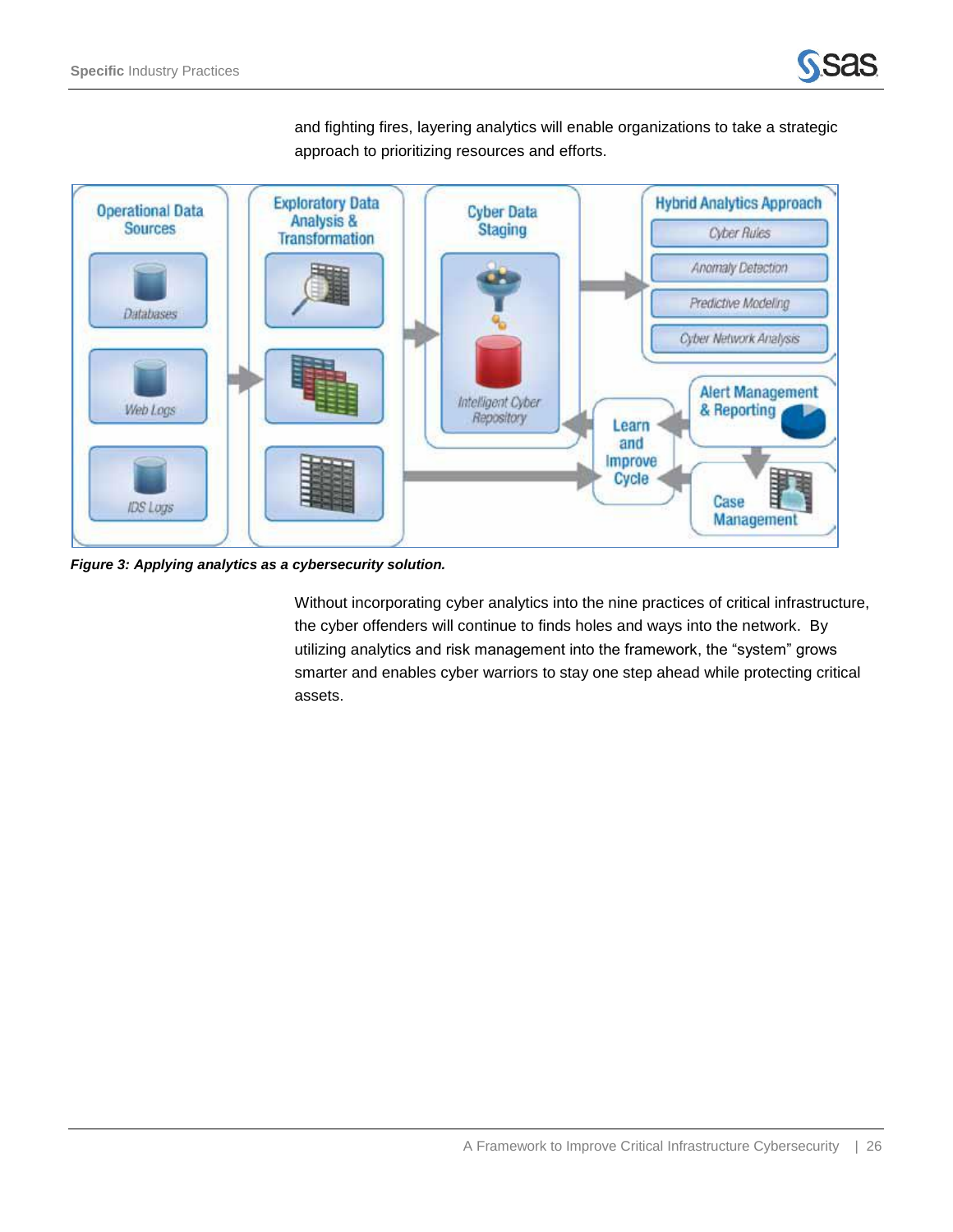and fighting fires, layering analytics will enable organizations to take a strategic approach to prioritizing resources and efforts.

Operational Data Sources

Databases

Web Logs

IDS Logs

Exploratory Data Analysis & Transformation

Cyber Data Staging

Intelligent Cyber Repository

Hybrid Analytics Approach

Cyber Rules

Anomaly Detection

Predictive Modeling

Cyber Network Analysis

Alert Management & Reporting

Learn and Improve Cycle

Case Management

***Figure 3: Applying analytics as a cybersecurity solution.***

Without incorporating cyber analytics into the nine practices of critical infrastructure, the cyber offenders will continue to finds holes and ways into the network. By utilizing analytics and risk management into the framework, the “system” grows smarter and enables cyber warriors to stay one step ahead while protecting critical assets.